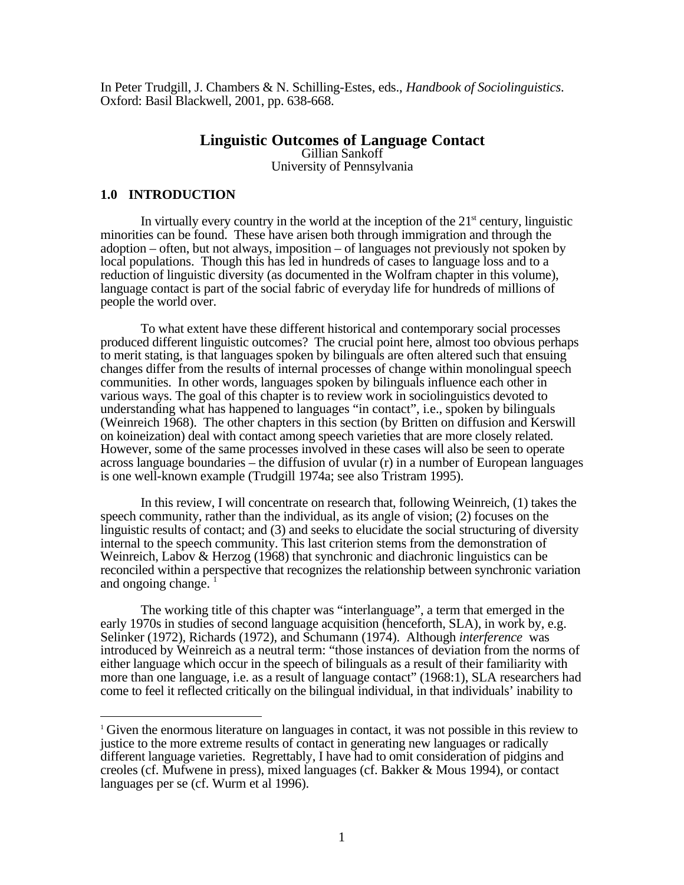In Peter Trudgill, J. Chambers & N. Schilling-Estes, eds., *Handbook of Sociolinguistics*. Oxford: Basil Blackwell, 2001, pp. 638-668.

# Linguistic Outcomes of Language Contact

Gillian Sankoff
University of Pennsylvania

## 1.0 INTRODUCTION

In virtually every country in the world at the inception of the 21st century, linguistic minorities can be found. These have arisen both through immigration and through the adoption – often, but not always, imposition – of languages not previously not spoken by local populations. Though this has led in hundreds of cases to language loss and to a reduction of linguistic diversity (as documented in the Wolfram chapter in this volume), language contact is part of the social fabric of everyday life for hundreds of millions of people the world over.

To what extent have these different historical and contemporary social processes produced different linguistic outcomes? The crucial point here, almost too obvious perhaps to merit stating, is that languages spoken by bilinguals are often altered such that ensuing changes differ from the results of internal processes of change within monolingual speech communities. In other words, languages spoken by bilinguals influence each other in various ways. The goal of this chapter is to review work in sociolinguistics devoted to understanding what has happened to languages "in contact", i.e., spoken by bilinguals (Weinreich 1968). The other chapters in this section (by Britten on diffusion and Kerswill on koineization) deal with contact among speech varieties that are more closely related. However, some of the same processes involved in these cases will also be seen to operate across language boundaries – the diffusion of uvular (r) in a number of European languages is one well-known example (Trudgill 1974a; see also Tristram 1995).

In this review, I will concentrate on research that, following Weinreich, (1) takes the speech community, rather than the individual, as its angle of vision; (2) focuses on the linguistic results of contact; and (3) and seeks to elucidate the social structuring of diversity internal to the speech community. This last criterion stems from the demonstration of Weinreich, Labov & Herzog (1968) that synchronic and diachronic linguistics can be reconciled within a perspective that recognizes the relationship between synchronic variation and ongoing change. [1]

The working title of this chapter was "interlanguage", a term that emerged in the early 1970s in studies of second language acquisition (henceforth, SLA), in work by, e.g. Selinker (1972), Richards (1972), and Schumann (1974). Although *interference* was introduced by Weinreich as a neutral term: "those instances of deviation from the norms of either language which occur in the speech of bilinguals as a result of their familiarity with more than one language, i.e. as a result of language contact" (1968:1), SLA researchers had come to feel it reflected critically on the bilingual individual, in that individuals' inability to

[1] Given the enormous literature on languages in contact, it was not possible in this review to justice to the more extreme results of contact in generating new languages or radically different language varieties. Regrettably, I have had to omit consideration of pidgins and creoles (cf. Mufwene in press), mixed languages (cf. Bakker & Mous 1994), or contact languages per se (cf. Wurm et al 1996).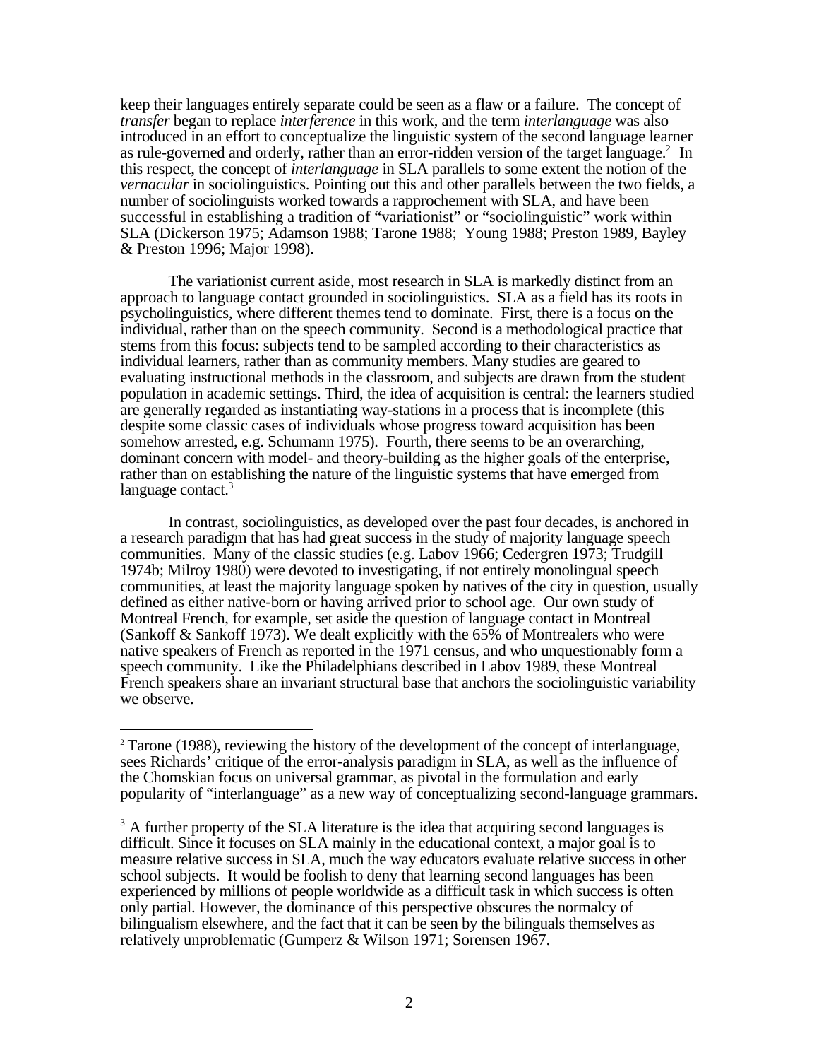keep their languages entirely separate could be seen as a flaw or a failure. The concept of *transfer* began to replace *interference* in this work, and the term *interlanguage* was also introduced in an effort to conceptualize the linguistic system of the second language learner as rule-governed and orderly, rather than an error-ridden version of the target language.[2] In this respect, the concept of *interlanguage* in SLA parallels to some extent the notion of the *vernacular* in sociolinguistics. Pointing out this and other parallels between the two fields, a number of sociolinguists worked towards a rapprochement with SLA, and have been successful in establishing a tradition of "variationist" or "sociolinguistic" work within SLA (Dickerson 1975; Adamson 1988; Tarone 1988; Young 1988; Preston 1989, Bayley & Preston 1996; Major 1998).

The variationist current aside, most research in SLA is markedly distinct from an approach to language contact grounded in sociolinguistics. SLA as a field has its roots in psycholinguistics, where different themes tend to dominate. First, there is a focus on the individual, rather than on the speech community. Second is a methodological practice that stems from this focus: subjects tend to be sampled according to their characteristics as individual learners, rather than as community members. Many studies are geared to evaluating instructional methods in the classroom, and subjects are drawn from the student population in academic settings. Third, the idea of acquisition is central: the learners studied are generally regarded as instantiating way-stations in a process that is incomplete (this despite some classic cases of individuals whose progress toward acquisition has been somehow arrested, e.g. Schumann 1975). Fourth, there seems to be an overarching, dominant concern with model- and theory-building as the higher goals of the enterprise, rather than on establishing the nature of the linguistic systems that have emerged from language contact.[3]

In contrast, sociolinguistics, as developed over the past four decades, is anchored in a research paradigm that has had great success in the study of majority language speech communities. Many of the classic studies (e.g. Labov 1966; Cedergren 1973; Trudgill 1974b; Milroy 1980) were devoted to investigating, if not entirely monolingual speech communities, at least the majority language spoken by natives of the city in question, usually defined as either native-born or having arrived prior to school age. Our own study of Montreal French, for example, set aside the question of language contact in Montreal (Sankoff & Sankoff 1973). We dealt explicitly with the 65% of Montrealers who were native speakers of French as reported in the 1971 census, and who unquestionably form a speech community. Like the Philadelphians described in Labov 1989, these Montreal French speakers share an invariant structural base that anchors the sociolinguistic variability we observe.

---

[2] Tarone (1988), reviewing the history of the development of the concept of interlanguage, sees Richards' critique of the error-analysis paradigm in SLA, as well as the influence of the Chomskian focus on universal grammar, as pivotal in the formulation and early popularity of "interlanguage" as a new way of conceptualizing second-language grammars.

[3] A further property of the SLA literature is the idea that acquiring second languages is difficult. Since it focuses on SLA mainly in the educational context, a major goal is to measure relative success in SLA, much the way educators evaluate relative success in other school subjects. It would be foolish to deny that learning second languages has been experienced by millions of people worldwide as a difficult task in which success is often only partial. However, the dominance of this perspective obscures the normalcy of bilingualism elsewhere, and the fact that it can be seen by the bilinguals themselves as relatively unproblematic (Gumperz & Wilson 1971; Sorensen 1967.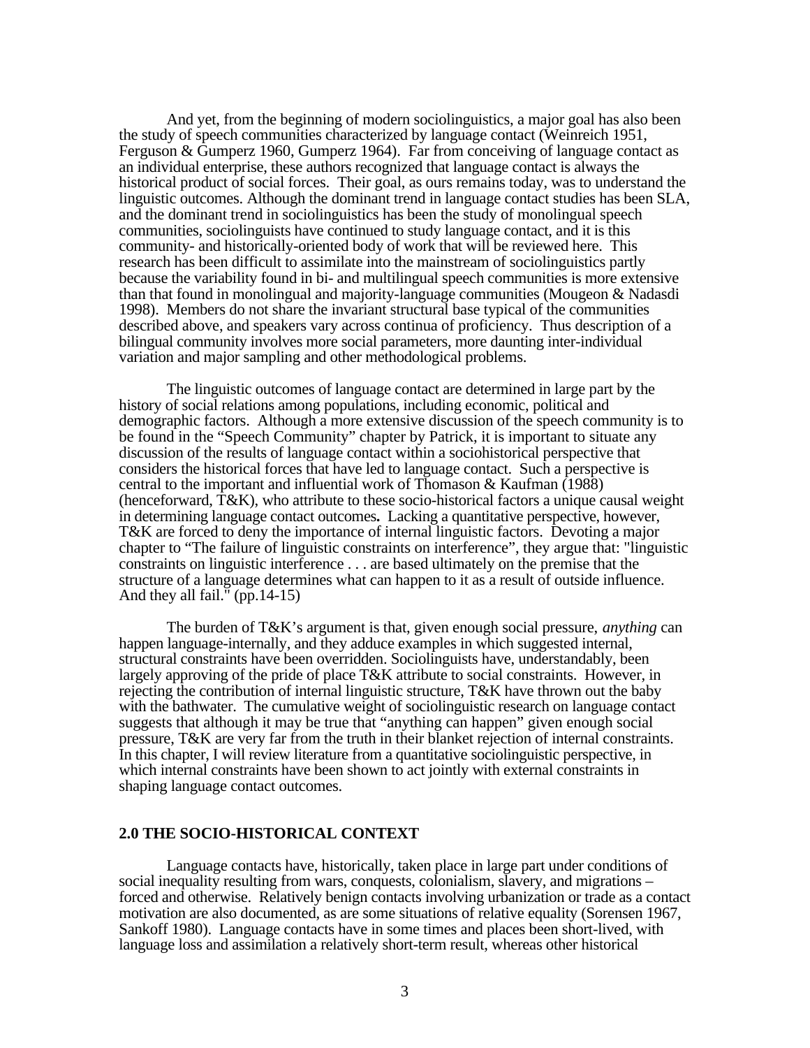And yet, from the beginning of modern sociolinguistics, a major goal has also been the study of speech communities characterized by language contact (Weinreich 1951, Ferguson & Gumperz 1960, Gumperz 1964). Far from conceiving of language contact as an individual enterprise, these authors recognized that language contact is always the historical product of social forces. Their goal, as ours remains today, was to understand the linguistic outcomes. Although the dominant trend in language contact studies has been SLA, and the dominant trend in sociolinguistics has been the study of monolingual speech communities, sociolinguists have continued to study language contact, and it is this community- and historically-oriented body of work that will be reviewed here. This research has been difficult to assimilate into the mainstream of sociolinguistics partly because the variability found in bi- and multilingual speech communities is more extensive than that found in monolingual and majority-language communities (Mougeon & Nadasdi 1998). Members do not share the invariant structural base typical of the communities described above, and speakers vary across continua of proficiency. Thus description of a bilingual community involves more social parameters, more daunting inter-individual variation and major sampling and other methodological problems.

The linguistic outcomes of language contact are determined in large part by the history of social relations among populations, including economic, political and demographic factors. Although a more extensive discussion of the speech community is to be found in the "Speech Community" chapter by Patrick, it is important to situate any discussion of the results of language contact within a sociohistorical perspective that considers the historical forces that have led to language contact. Such a perspective is central to the important and influential work of Thomason & Kaufman (1988) (henceforward, T&K), who attribute to these socio-historical factors a unique causal weight in determining language contact outcomes**.** Lacking a quantitative perspective, however, T&K are forced to deny the importance of internal linguistic factors. Devoting a major chapter to "The failure of linguistic constraints on interference", they argue that: "linguistic constraints on linguistic interference . . . are based ultimately on the premise that the structure of a language determines what can happen to it as a result of outside influence. And they all fail." (pp.14-15)

The burden of T&K's argument is that, given enough social pressure, *anything* can happen language-internally, and they adduce examples in which suggested internal, structural constraints have been overridden. Sociolinguists have, understandably, been largely approving of the pride of place T&K attribute to social constraints. However, in rejecting the contribution of internal linguistic structure, T&K have thrown out the baby with the bathwater. The cumulative weight of sociolinguistic research on language contact suggests that although it may be true that "anything can happen" given enough social pressure, T&K are very far from the truth in their blanket rejection of internal constraints. In this chapter, I will review literature from a quantitative sociolinguistic perspective, in which internal constraints have been shown to act jointly with external constraints in shaping language contact outcomes.

## 2.0 THE SOCIO-HISTORICAL CONTEXT

Language contacts have, historically, taken place in large part under conditions of social inequality resulting from wars, conquests, colonialism, slavery, and migrations – forced and otherwise. Relatively benign contacts involving urbanization or trade as a contact motivation are also documented, as are some situations of relative equality (Sorensen 1967, Sankoff 1980). Language contacts have in some times and places been short-lived, with language loss and assimilation a relatively short-term result, whereas other historical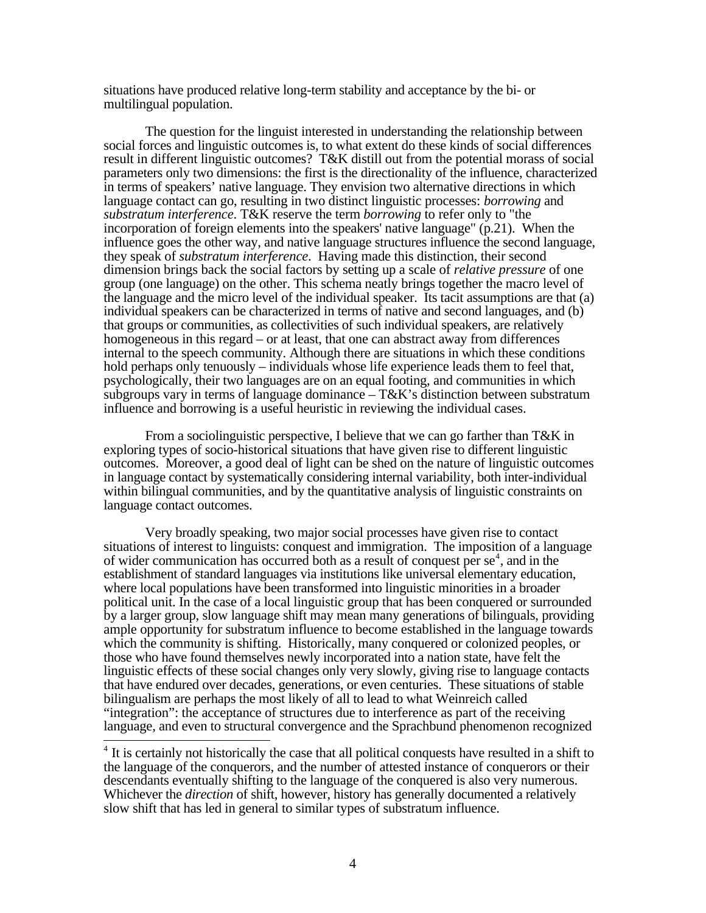situations have produced relative long-term stability and acceptance by the bi- or multilingual population.

The question for the linguist interested in understanding the relationship between social forces and linguistic outcomes is, to what extent do these kinds of social differences result in different linguistic outcomes? T&K distill out from the potential morass of social parameters only two dimensions: the first is the directionality of the influence, characterized in terms of speakers' native language. They envision two alternative directions in which language contact can go, resulting in two distinct linguistic processes: *borrowing* and *substratum interference*. T&K reserve the term *borrowing* to refer only to "the incorporation of foreign elements into the speakers' native language" (p.21). When the influence goes the other way, and native language structures influence the second language, they speak of *substratum interference*. Having made this distinction, their second dimension brings back the social factors by setting up a scale of *relative pressure* of one group (one language) on the other. This schema neatly brings together the macro level of the language and the micro level of the individual speaker. Its tacit assumptions are that (a) individual speakers can be characterized in terms of native and second languages, and (b) that groups or communities, as collectivities of such individual speakers, are relatively homogeneous in this regard – or at least, that one can abstract away from differences internal to the speech community. Although there are situations in which these conditions hold perhaps only tenuously – individuals whose life experience leads them to feel that, psychologically, their two languages are on an equal footing, and communities in which subgroups vary in terms of language dominance – T&K's distinction between substratum influence and borrowing is a useful heuristic in reviewing the individual cases.

From a sociolinguistic perspective, I believe that we can go farther than T&K in exploring types of socio-historical situations that have given rise to different linguistic outcomes. Moreover, a good deal of light can be shed on the nature of linguistic outcomes in language contact by systematically considering internal variability, both inter-individual within bilingual communities, and by the quantitative analysis of linguistic constraints on language contact outcomes.

Very broadly speaking, two major social processes have given rise to contact situations of interest to linguists: conquest and immigration. The imposition of a language of wider communication has occurred both as a result of conquest per se[4], and in the establishment of standard languages via institutions like universal elementary education, where local populations have been transformed into linguistic minorities in a broader political unit. In the case of a local linguistic group that has been conquered or surrounded by a larger group, slow language shift may mean many generations of bilinguals, providing ample opportunity for substratum influence to become established in the language towards which the community is shifting. Historically, many conquered or colonized peoples, or those who have found themselves newly incorporated into a nation state, have felt the linguistic effects of these social changes only very slowly, giving rise to language contacts that have endured over decades, generations, or even centuries. These situations of stable bilingualism are perhaps the most likely of all to lead to what Weinreich called "integration": the acceptance of structures due to interference as part of the receiving language, and even to structural convergence and the Sprachbund phenomenon recognized

[4] It is certainly not historically the case that all political conquests have resulted in a shift to the language of the conquerors, and the number of attested instance of conquerors or their descendants eventually shifting to the language of the conquered is also very numerous. Whichever the *direction* of shift, however, history has generally documented a relatively slow shift that has led in general to similar types of substratum influence.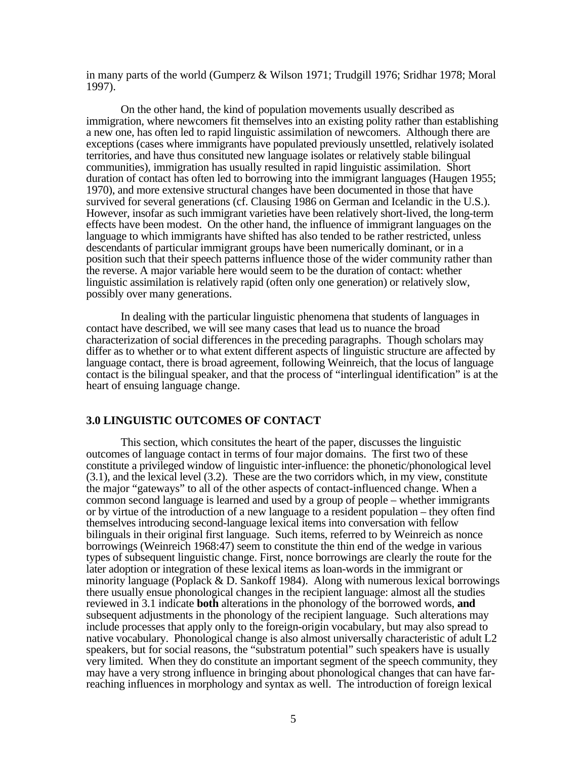in many parts of the world (Gumperz & Wilson 1971; Trudgill 1976; Sridhar 1978; Moral 1997).

On the other hand, the kind of population movements usually described as immigration, where newcomers fit themselves into an existing polity rather than establishing a new one, has often led to rapid linguistic assimilation of newcomers. Although there are exceptions (cases where immigrants have populated previously unsettled, relatively isolated territories, and have thus consituted new language isolates or relatively stable bilingual communities), immigration has usually resulted in rapid linguistic assimilation. Short duration of contact has often led to borrowing into the immigrant languages (Haugen 1955; 1970), and more extensive structural changes have been documented in those that have survived for several generations (cf. Clausing 1986 on German and Icelandic in the U.S.). However, insofar as such immigrant varieties have been relatively short-lived, the long-term effects have been modest. On the other hand, the influence of immigrant languages on the language to which immigrants have shifted has also tended to be rather restricted, unless descendants of particular immigrant groups have been numerically dominant, or in a position such that their speech patterns influence those of the wider community rather than the reverse. A major variable here would seem to be the duration of contact: whether linguistic assimilation is relatively rapid (often only one generation) or relatively slow, possibly over many generations.

In dealing with the particular linguistic phenomena that students of languages in contact have described, we will see many cases that lead us to nuance the broad characterization of social differences in the preceding paragraphs. Though scholars may differ as to whether or to what extent different aspects of linguistic structure are affected by language contact, there is broad agreement, following Weinreich, that the locus of language contact is the bilingual speaker, and that the process of "interlingual identification" is at the heart of ensuing language change.

## 3.0 LINGUISTIC OUTCOMES OF CONTACT

This section, which consitutes the heart of the paper, discusses the linguistic outcomes of language contact in terms of four major domains. The first two of these constitute a privileged window of linguistic inter-influence: the phonetic/phonological level (3.1), and the lexical level (3.2). These are the two corridors which, in my view, constitute the major "gateways" to all of the other aspects of contact-influenced change. When a common second language is learned and used by a group of people – whether immigrants or by virtue of the introduction of a new language to a resident population – they often find themselves introducing second-language lexical items into conversation with fellow bilinguals in their original first language. Such items, referred to by Weinreich as nonce borrowings (Weinreich 1968:47) seem to constitute the thin end of the wedge in various types of subsequent linguistic change. First, nonce borrowings are clearly the route for the later adoption or integration of these lexical items as loan-words in the immigrant or minority language (Poplack & D. Sankoff 1984). Along with numerous lexical borrowings there usually ensue phonological changes in the recipient language: almost all the studies reviewed in 3.1 indicate **both** alterations in the phonology of the borrowed words, **and** subsequent adjustments in the phonology of the recipient language. Such alterations may include processes that apply only to the foreign-origin vocabulary, but may also spread to native vocabulary. Phonological change is also almost universally characteristic of adult L2 speakers, but for social reasons, the "substratum potential" such speakers have is usually very limited. When they do constitute an important segment of the speech community, they may have a very strong influence in bringing about phonological changes that can have far-reaching influences in morphology and syntax as well. The introduction of foreign lexical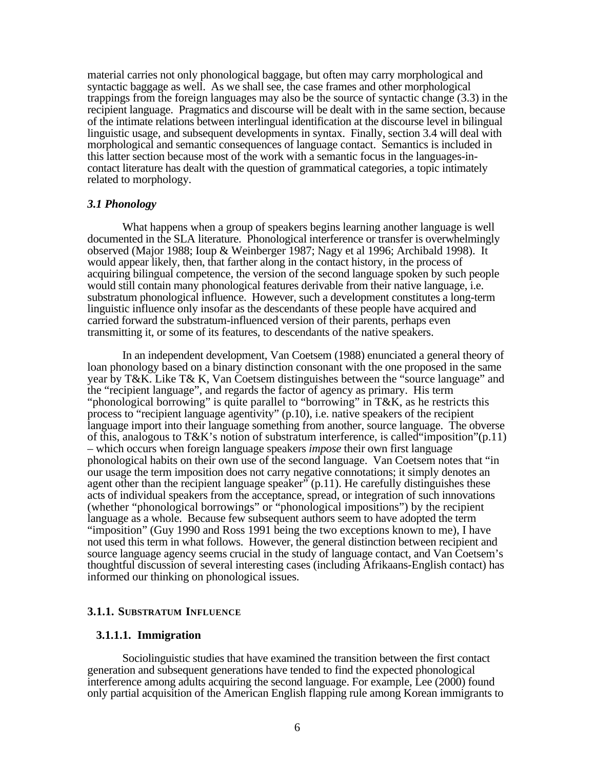material carries not only phonological baggage, but often may carry morphological and syntactic baggage as well. As we shall see, the case frames and other morphological trappings from the foreign languages may also be the source of syntactic change (3.3) in the recipient language. Pragmatics and discourse will be dealt with in the same section, because of the intimate relations between interlingual identification at the discourse level in bilingual linguistic usage, and subsequent developments in syntax. Finally, section 3.4 will deal with morphological and semantic consequences of language contact. Semantics is included in this latter section because most of the work with a semantic focus in the languages-in-contact literature has dealt with the question of grammatical categories, a topic intimately related to morphology.

### *3.1 Phonology*

What happens when a group of speakers begins learning another language is well documented in the SLA literature. Phonological interference or transfer is overwhelmingly observed (Major 1988; Ioup & Weinberger 1987; Nagy et al 1996; Archibald 1998). It would appear likely, then, that farther along in the contact history, in the process of acquiring bilingual competence, the version of the second language spoken by such people would still contain many phonological features derivable from their native language, i.e. substratum phonological influence. However, such a development constitutes a long-term linguistic influence only insofar as the descendants of these people have acquired and carried forward the substratum-influenced version of their parents, perhaps even transmitting it, or some of its features, to descendants of the native speakers.

In an independent development, Van Coetsem (1988) enunciated a general theory of loan phonology based on a binary distinction consonant with the one proposed in the same year by T&K. Like T& K, Van Coetsem distinguishes between the "source language" and the "recipient language", and regards the factor of agency as primary. His term "phonological borrowing" is quite parallel to "borrowing" in T&K, as he restricts this process to "recipient language agentivity" (p.10), i.e. native speakers of the recipient language import into their language something from another, source language. The obverse of this, analogous to T&K's notion of substratum interference, is called"imposition"(p.11) – which occurs when foreign language speakers *impose* their own first language phonological habits on their own use of the second language. Van Coetsem notes that "in our usage the term imposition does not carry negative connotations; it simply denotes an agent other than the recipient language speaker" (p.11). He carefully distinguishes these acts of individual speakers from the acceptance, spread, or integration of such innovations (whether "phonological borrowings" or "phonological impositions") by the recipient language as a whole. Because few subsequent authors seem to have adopted the term "imposition" (Guy 1990 and Ross 1991 being the two exceptions known to me), I have not used this term in what follows. However, the general distinction between recipient and source language agency seems crucial in the study of language contact, and Van Coetsem's thoughtful discussion of several interesting cases (including Afrikaans-English contact) has informed our thinking on phonological issues.

#### **3.1.1. SUBSTRATUM INFLUENCE**

#### **3.1.1.1. Immigration**

Sociolinguistic studies that have examined the transition between the first contact generation and subsequent generations have tended to find the expected phonological interference among adults acquiring the second language. For example, Lee (2000) found only partial acquisition of the American English flapping rule among Korean immigrants to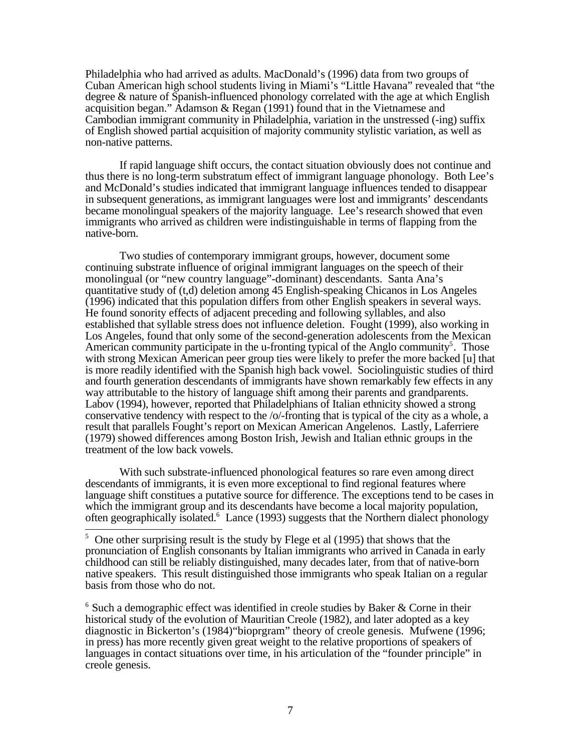Philadelphia who had arrived as adults. MacDonald's (1996) data from two groups of Cuban American high school students living in Miami's "Little Havana" revealed that "the degree & nature of Spanish-influenced phonology correlated with the age at which English acquisition began." Adamson & Regan (1991) found that in the Vietnamese and Cambodian immigrant community in Philadelphia, variation in the unstressed (-ing) suffix of English showed partial acquisition of majority community stylistic variation, as well as non-native patterns.

If rapid language shift occurs, the contact situation obviously does not continue and thus there is no long-term substratum effect of immigrant language phonology. Both Lee's and McDonald's studies indicated that immigrant language influences tended to disappear in subsequent generations, as immigrant languages were lost and immigrants' descendants became monolingual speakers of the majority language. Lee's research showed that even immigrants who arrived as children were indistinguishable in terms of flapping from the native-born.

Two studies of contemporary immigrant groups, however, document some continuing substrate influence of original immigrant languages on the speech of their monolingual (or "new country language"-dominant) descendants. Santa Ana's quantitative study of (t,d) deletion among 45 English-speaking Chicanos in Los Angeles (1996) indicated that this population differs from other English speakers in several ways. He found sonority effects of adjacent preceding and following syllables, and also established that syllable stress does not influence deletion. Fought (1999), also working in Los Angeles, found that only some of the second-generation adolescents from the Mexican American community participate in the u-fronting typical of the Anglo community[5]. Those with strong Mexican American peer group ties were likely to prefer the more backed [u] that is more readily identified with the Spanish high back vowel. Sociolinguistic studies of third and fourth generation descendants of immigrants have shown remarkably few effects in any way attributable to the history of language shift among their parents and grandparents. Labov (1994), however, reported that Philadelphians of Italian ethnicity showed a strong conservative tendency with respect to the /o/-fronting that is typical of the city as a whole, a result that parallels Fought's report on Mexican American Angelenos. Lastly, Laferriere (1979) showed differences among Boston Irish, Jewish and Italian ethnic groups in the treatment of the low back vowels.

With such substrate-influenced phonological features so rare even among direct descendants of immigrants, it is even more exceptional to find regional features where language shift constitutes a putative source for difference. The exceptions tend to be cases in which the immigrant group and its descendants have become a local majority population, often geographically isolated.[6] Lance (1993) suggests that the Northern dialect phonology

---

[5] One other surprising result is the study by Flege et al (1995) that shows that the pronunciation of English consonants by Italian immigrants who arrived in Canada in early childhood can still be reliably distinguished, many decades later, from that of native-born native speakers. This result distinguished those immigrants who speak Italian on a regular basis from those who do not.

[6] Such a demographic effect was identified in creole studies by Baker & Corne in their historical study of the evolution of Mauritian Creole (1982), and later adopted as a key diagnostic in Bickerton's (1984)"bioprgram" theory of creole genesis. Mufwene (1996; in press) has more recently given great weight to the relative proportions of speakers of languages in contact situations over time, in his articulation of the "founder principle" in creole genesis.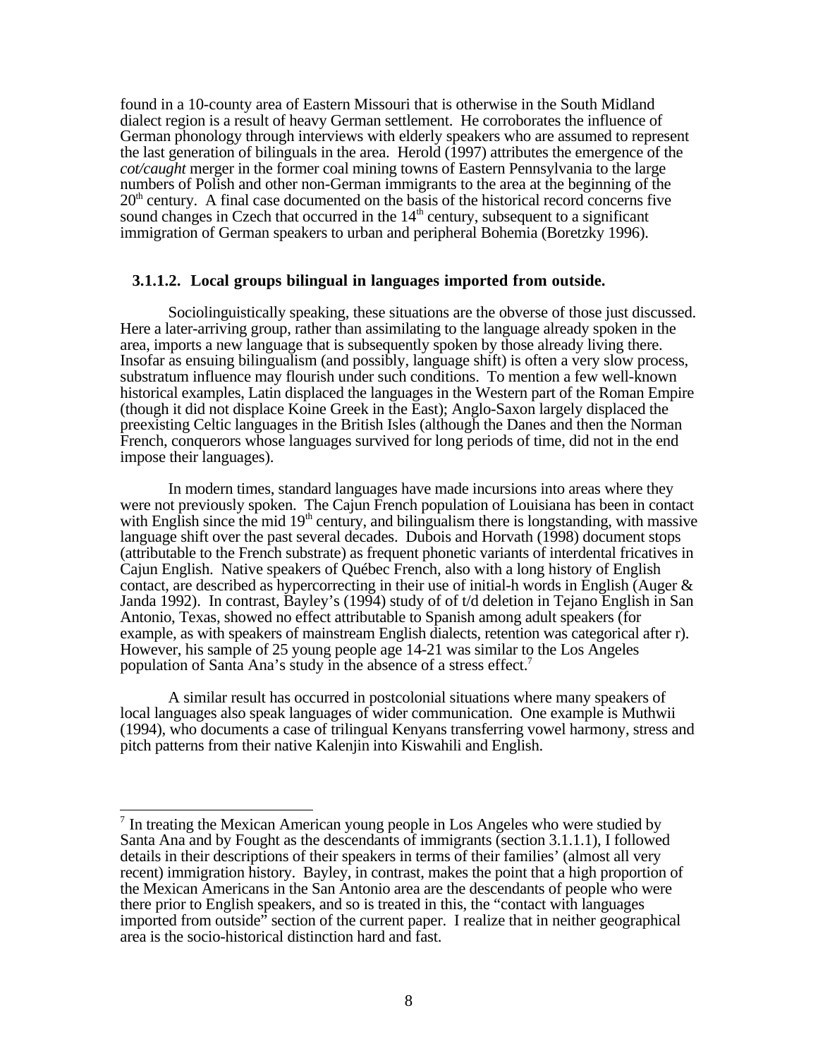found in a 10-county area of Eastern Missouri that is otherwise in the South Midland dialect region is a result of heavy German settlement. He corroborates the influence of German phonology through interviews with elderly speakers who are assumed to represent the last generation of bilinguals in the area. Herold (1997) attributes the emergence of the *cot/caught* merger in the former coal mining towns of Eastern Pennsylvania to the large numbers of Polish and other non-German immigrants to the area at the beginning of the 20th century. A final case documented on the basis of the historical record concerns five sound changes in Czech that occurred in the 14th century, subsequent to a significant immigration of German speakers to urban and peripheral Bohemia (Boretzky 1996).

#### 3.1.1.2. Local groups bilingual in languages imported from outside.

Sociolinguistically speaking, these situations are the obverse of those just discussed. Here a later-arriving group, rather than assimilating to the language already spoken in the area, imports a new language that is subsequently spoken by those already living there. Insofar as ensuing bilingualism (and possibly, language shift) is often a very slow process, substratum influence may flourish under such conditions. To mention a few well-known historical examples, Latin displaced the languages in the Western part of the Roman Empire (though it did not displace Koine Greek in the East); Anglo-Saxon largely displaced the preexisting Celtic languages in the British Isles (although the Danes and then the Norman French, conquerors whose languages survived for long periods of time, did not in the end impose their languages).

In modern times, standard languages have made incursions into areas where they were not previously spoken. The Cajun French population of Louisiana has been in contact with English since the mid 19th century, and bilingualism there is longstanding, with massive language shift over the past several decades. Dubois and Horvath (1998) document stops (attributable to the French substrate) as frequent phonetic variants of interdental fricatives in Cajun English. Native speakers of Québec French, also with a long history of English contact, are described as hypercorrecting in their use of initial-h words in English (Auger & Janda 1992). In contrast, Bayley's (1994) study of of t/d deletion in Tejano English in San Antonio, Texas, showed no effect attributable to Spanish among adult speakers (for example, as with speakers of mainstream English dialects, retention was categorical after r). However, his sample of 25 young people age 14-21 was similar to the Los Angeles population of Santa Ana's study in the absence of a stress effect.[7]

A similar result has occurred in postcolonial situations where many speakers of local languages also speak languages of wider communication. One example is Muthwii (1994), who documents a case of trilingual Kenyans transferring vowel harmony, stress and pitch patterns from their native Kalenjin into Kiswahili and English.

---

[7] In treating the Mexican American young people in Los Angeles who were studied by Santa Ana and by Fought as the descendants of immigrants (section 3.1.1.1), I followed details in their descriptions of their speakers in terms of their families' (almost all very recent) immigration history. Bayley, in contrast, makes the point that a high proportion of the Mexican Americans in the San Antonio area are the descendants of people who were there prior to English speakers, and so is treated in this, the "contact with languages imported from outside" section of the current paper. I realize that in neither geographical area is the socio-historical distinction hard and fast.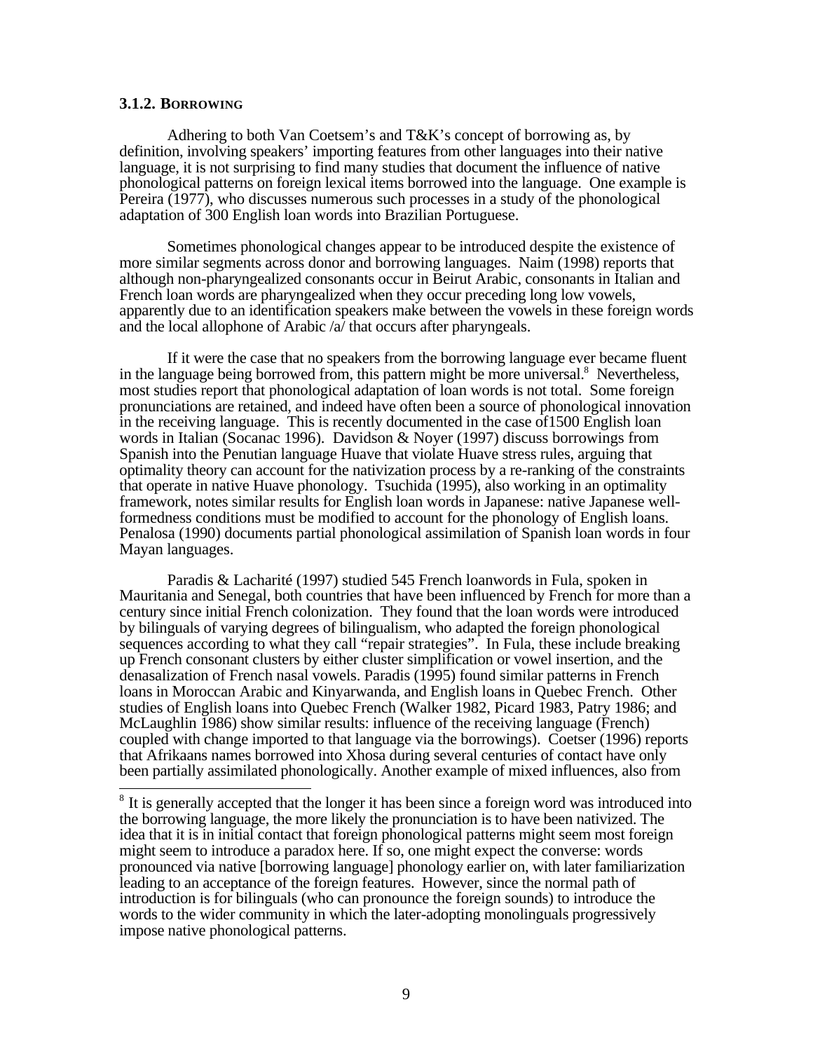### 3.1.2. BORROWING

Adhering to both Van Coetsem's and T&K's concept of borrowing as, by definition, involving speakers' importing features from other languages into their native language, it is not surprising to find many studies that document the influence of native phonological patterns on foreign lexical items borrowed into the language. One example is Pereira (1977), who discusses numerous such processes in a study of the phonological adaptation of 300 English loan words into Brazilian Portuguese.

Sometimes phonological changes appear to be introduced despite the existence of more similar segments across donor and borrowing languages. Naim (1998) reports that although non-pharyngealized consonants occur in Beirut Arabic, consonants in Italian and French loan words are pharyngealized when they occur preceding long low vowels, apparently due to an identification speakers make between the vowels in these foreign words and the local allophone of Arabic /a/ that occurs after pharyngeals.

If it were the case that no speakers from the borrowing language ever became fluent in the language being borrowed from, this pattern might be more universal.[8] Nevertheless, most studies report that phonological adaptation of loan words is not total. Some foreign pronunciations are retained, and indeed have often been a source of phonological innovation in the receiving language. This is recently documented in the case of1500 English loan words in Italian (Socanac 1996). Davidson & Noyer (1997) discuss borrowings from Spanish into the Penutian language Huave that violate Huave stress rules, arguing that optimality theory can account for the nativization process by a re-ranking of the constraints that operate in native Huave phonology. Tsuchida (1995), also working in an optimality framework, notes similar results for English loan words in Japanese: native Japanese well-formedness conditions must be modified to account for the phonology of English loans. Penalosa (1990) documents partial phonological assimilation of Spanish loan words in four Mayan languages.

Paradis & Lacharité (1997) studied 545 French loanwords in Fula, spoken in Mauritania and Senegal, both countries that have been influenced by French for more than a century since initial French colonization. They found that the loan words were introduced by bilinguals of varying degrees of bilingualism, who adapted the foreign phonological sequences according to what they call "repair strategies". In Fula, these include breaking up French consonant clusters by either cluster simplification or vowel insertion, and the denasalization of French nasal vowels. Paradis (1995) found similar patterns in French loans in Moroccan Arabic and Kinyarwanda, and English loans in Quebec French. Other studies of English loans into Quebec French (Walker 1982, Picard 1983, Patry 1986; and McLaughlin 1986) show similar results: influence of the receiving language (French) coupled with change imported to that language via the borrowings). Coetser (1996) reports that Afrikaans names borrowed into Xhosa during several centuries of contact have only been partially assimilated phonologically. Another example of mixed influences, also from

---

[8] It is generally accepted that the longer it has been since a foreign word was introduced into the borrowing language, the more likely the pronunciation is to have been nativized. The idea that it is in initial contact that foreign phonological patterns might seem most foreign might seem to introduce a paradox here. If so, one might expect the converse: words pronounced via native [borrowing language] phonology earlier on, with later familiarization leading to an acceptance of the foreign features. However, since the normal path of introduction is for bilinguals (who can pronounce the foreign sounds) to introduce the words to the wider community in which the later-adopting monolinguals progressively impose native phonological patterns.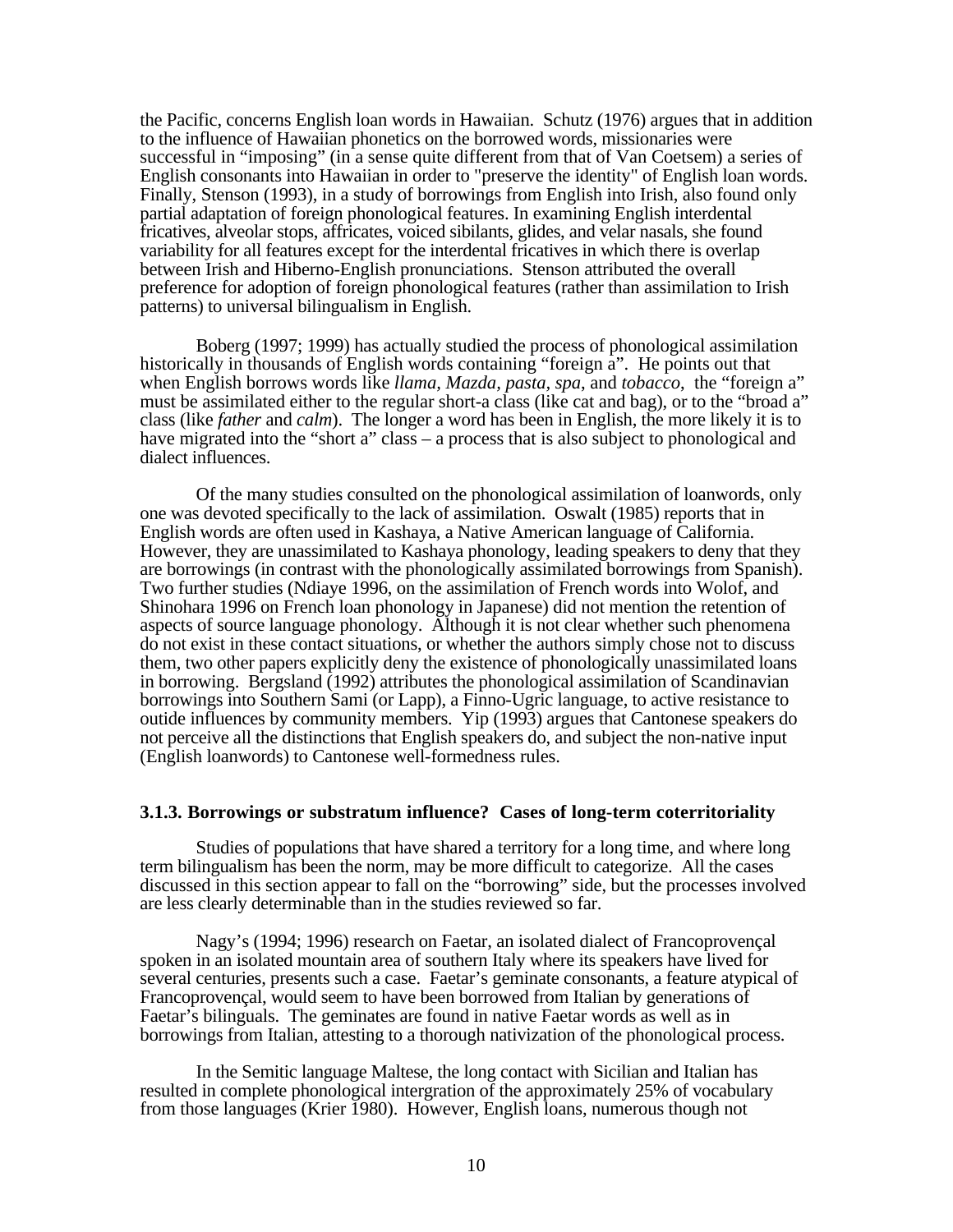the Pacific, concerns English loan words in Hawaiian. Schutz (1976) argues that in addition to the influence of Hawaiian phonetics on the borrowed words, missionaries were successful in "imposing" (in a sense quite different from that of Van Coetsem) a series of English consonants into Hawaiian in order to "preserve the identity" of English loan words. Finally, Stenson (1993), in a study of borrowings from English into Irish, also found only partial adaptation of foreign phonological features. In examining English interdental fricatives, alveolar stops, affricates, voiced sibilants, glides, and velar nasals, she found variability for all features except for the interdental fricatives in which there is overlap between Irish and Hiberno-English pronunciations. Stenson attributed the overall preference for adoption of foreign phonological features (rather than assimilation to Irish patterns) to universal bilingualism in English.

Boberg (1997; 1999) has actually studied the process of phonological assimilation historically in thousands of English words containing "foreign a". He points out that when English borrows words like *llama, Mazda, pasta, spa*, and *tobacco*, the "foreign a" must be assimilated either to the regular short-a class (like cat and bag), or to the "broad a" class (like *father* and *calm*). The longer a word has been in English, the more likely it is to have migrated into the "short a" class – a process that is also subject to phonological and dialect influences.

Of the many studies consulted on the phonological assimilation of loanwords, only one was devoted specifically to the lack of assimilation. Oswalt (1985) reports that in English words are often used in Kashaya, a Native American language of California. However, they are unassimilated to Kashaya phonology, leading speakers to deny that they are borrowings (in contrast with the phonologically assimilated borrowings from Spanish). Two further studies (Ndiaye 1996, on the assimilation of French words into Wolof, and Shinohara 1996 on French loan phonology in Japanese) did not mention the retention of aspects of source language phonology. Although it is not clear whether such phenomena do not exist in these contact situations, or whether the authors simply chose not to discuss them, two other papers explicitly deny the existence of phonologically unassimilated loans in borrowing. Bergsland (1992) attributes the phonological assimilation of Scandinavian borrowings into Southern Sami (or Lapp), a Finno-Ugric language, to active resistance to outide influences by community members. Yip (1993) argues that Cantonese speakers do not perceive all the distinctions that English speakers do, and subject the non-native input (English loanwords) to Cantonese well-formedness rules.

### 3.1.3. Borrowings or substratum influence? Cases of long-term coterritoriality

Studies of populations that have shared a territory for a long time, and where long term bilingualism has been the norm, may be more difficult to categorize. All the cases discussed in this section appear to fall on the "borrowing" side, but the processes involved are less clearly determinable than in the studies reviewed so far.

Nagy's (1994; 1996) research on Faetar, an isolated dialect of Francoprovençal spoken in an isolated mountain area of southern Italy where its speakers have lived for several centuries, presents such a case. Faetar's geminate consonants, a feature atypical of Francoprovençal, would seem to have been borrowed from Italian by generations of Faetar's bilinguals. The geminates are found in native Faetar words as well as in borrowings from Italian, attesting to a thorough nativization of the phonological process.

In the Semitic language Maltese, the long contact with Sicilian and Italian has resulted in complete phonological intergration of the approximately 25% of vocabulary from those languages (Krier 1980). However, English loans, numerous though not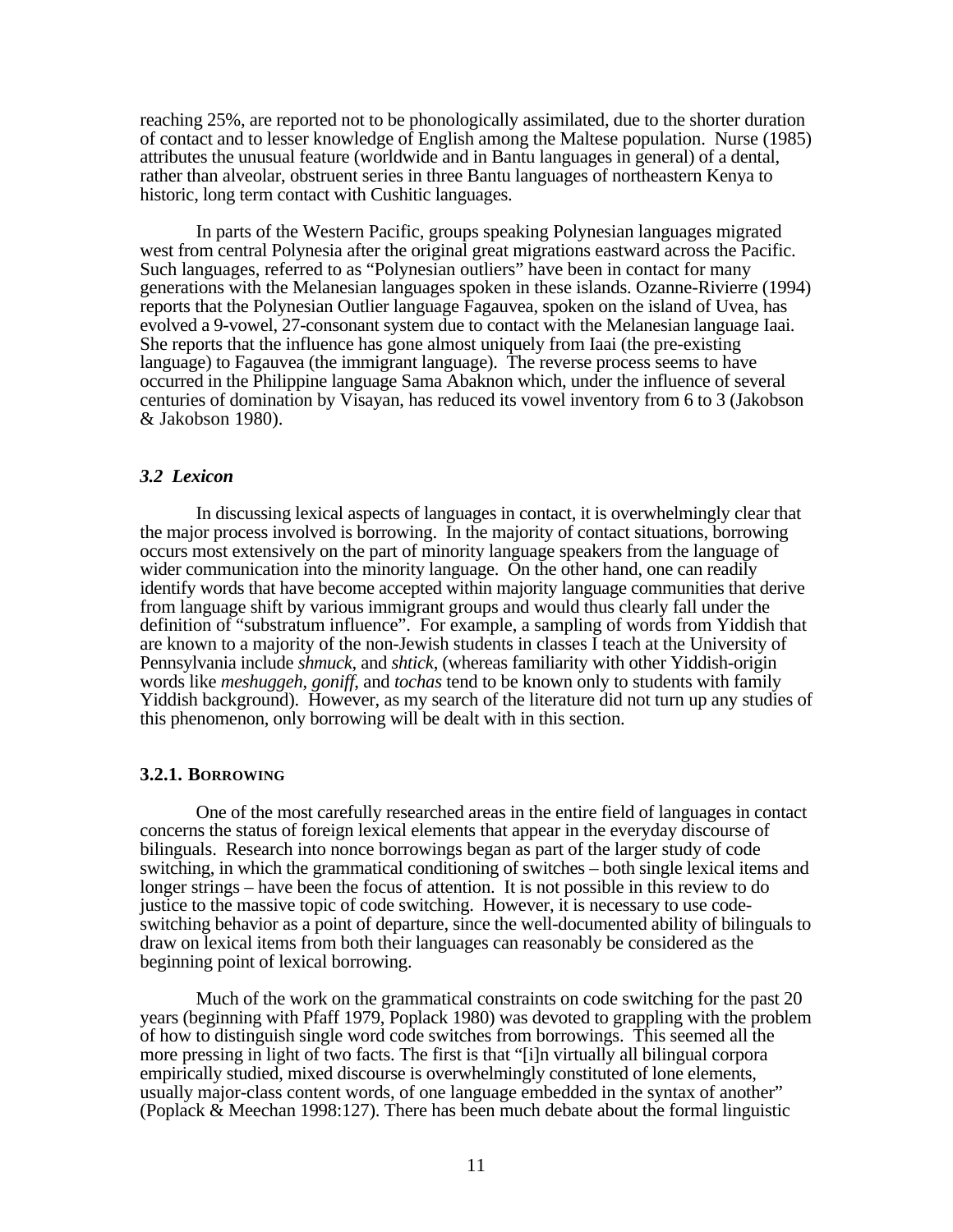reaching 25%, are reported not to be phonologically assimilated, due to the shorter duration of contact and to lesser knowledge of English among the Maltese population. Nurse (1985) attributes the unusual feature (worldwide and in Bantu languages in general) of a dental, rather than alveolar, obstruent series in three Bantu languages of northeastern Kenya to historic, long term contact with Cushitic languages.

In parts of the Western Pacific, groups speaking Polynesian languages migrated west from central Polynesia after the original great migrations eastward across the Pacific. Such languages, referred to as "Polynesian outliers" have been in contact for many generations with the Melanesian languages spoken in these islands. Ozanne-Rivierre (1994) reports that the Polynesian Outlier language Fagauvea, spoken on the island of Uvea, has evolved a 9-vowel, 27-consonant system due to contact with the Melanesian language Iaai. She reports that the influence has gone almost uniquely from Iaai (the pre-existing language) to Fagauvea (the immigrant language). The reverse process seems to have occurred in the Philippine language Sama Abaknon which, under the influence of several centuries of domination by Visayan, has reduced its vowel inventory from 6 to 3 (Jakobson & Jakobson 1980).

### *3.2 Lexicon*

In discussing lexical aspects of languages in contact, it is overwhelmingly clear that the major process involved is borrowing. In the majority of contact situations, borrowing occurs most extensively on the part of minority language speakers from the language of wider communication into the minority language. On the other hand, one can readily identify words that have become accepted within majority language communities that derive from language shift by various immigrant groups and would thus clearly fall under the definition of "substratum influence". For example, a sampling of words from Yiddish that are known to a majority of the non-Jewish students in classes I teach at the University of Pennsylvania include *shmuck*, and *shtick*, (whereas familiarity with other Yiddish-origin words like *meshuggeh*, *goniff*, and *tochas* tend to be known only to students with family Yiddish background). However, as my search of the literature did not turn up any studies of this phenomenon, only borrowing will be dealt with in this section.

#### **3.2.1. BORROWING**

One of the most carefully researched areas in the entire field of languages in contact concerns the status of foreign lexical elements that appear in the everyday discourse of bilinguals. Research into nonce borrowings began as part of the larger study of code switching, in which the grammatical conditioning of switches – both single lexical items and longer strings – have been the focus of attention. It is not possible in this review to do justice to the massive topic of code switching. However, it is necessary to use code-switching behavior as a point of departure, since the well-documented ability of bilinguals to draw on lexical items from both their languages can reasonably be considered as the beginning point of lexical borrowing.

Much of the work on the grammatical constraints on code switching for the past 20 years (beginning with Pfaff 1979, Poplack 1980) was devoted to grappling with the problem of how to distinguish single word code switches from borrowings. This seemed all the more pressing in light of two facts. The first is that "[i]n virtually all bilingual corpora empirically studied, mixed discourse is overwhelmingly constituted of lone elements, usually major-class content words, of one language embedded in the syntax of another" (Poplack & Meechan 1998:127). There has been much debate about the formal linguistic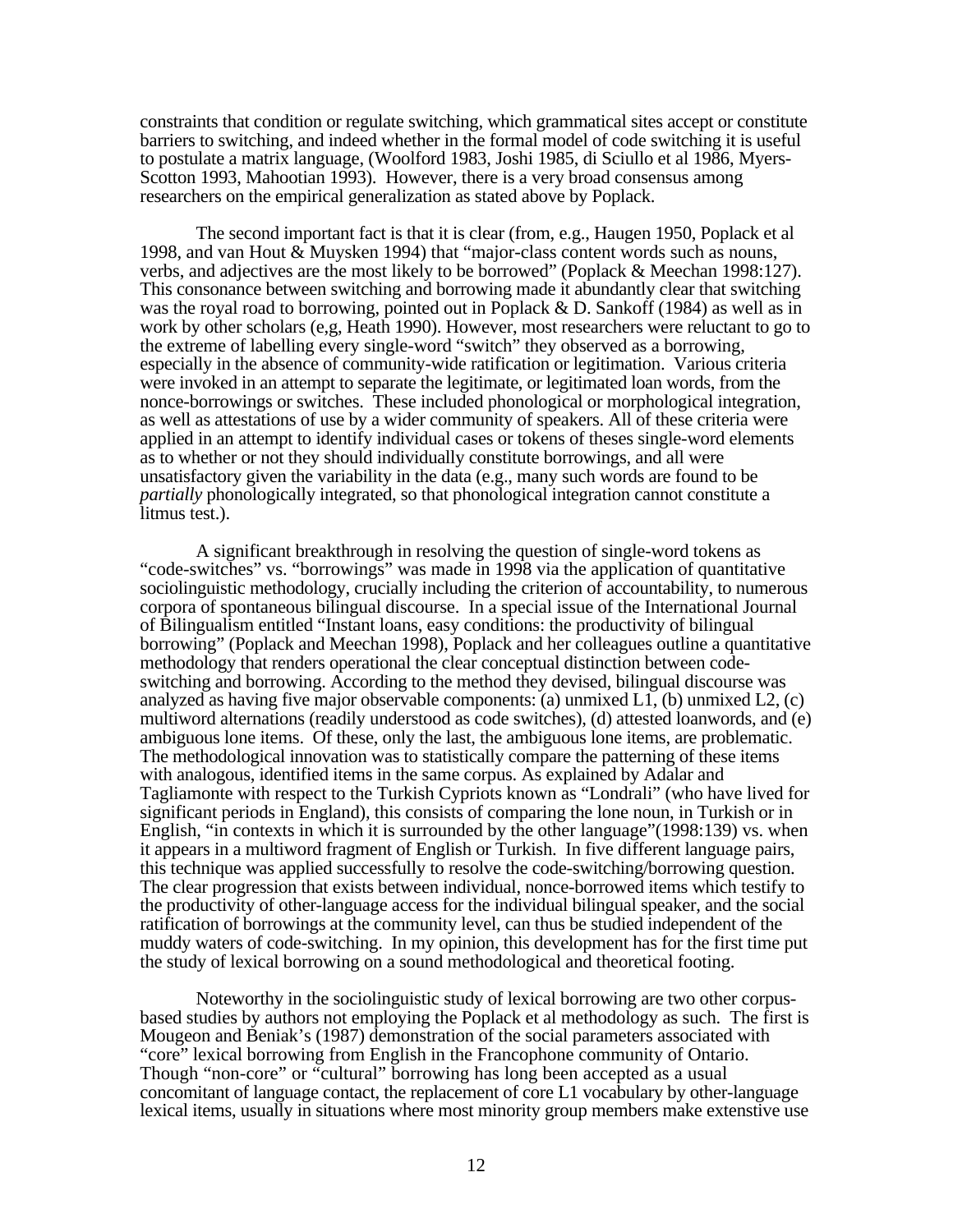constraints that condition or regulate switching, which grammatical sites accept or constitute barriers to switching, and indeed whether in the formal model of code switching it is useful to postulate a matrix language, (Woolford 1983, Joshi 1985, di Sciullo et al 1986, Myers-Scotton 1993, Mahootian 1993). However, there is a very broad consensus among researchers on the empirical generalization as stated above by Poplack.

The second important fact is that it is clear (from, e.g., Haugen 1950, Poplack et al 1998, and van Hout & Muysken 1994) that "major-class content words such as nouns, verbs, and adjectives are the most likely to be borrowed" (Poplack & Meechan 1998:127). This consonance between switching and borrowing made it abundantly clear that switching was the royal road to borrowing, pointed out in Poplack & D. Sankoff (1984) as well as in work by other scholars (e,g, Heath 1990). However, most researchers were reluctant to go to the extreme of labelling every single-word "switch" they observed as a borrowing, especially in the absence of community-wide ratification or legitimation. Various criteria were invoked in an attempt to separate the legitimate, or legitimated loan words, from the nonce-borrowings or switches. These included phonological or morphological integration, as well as attestations of use by a wider community of speakers. All of these criteria were applied in an attempt to identify individual cases or tokens of theses single-word elements as to whether or not they should individually constitute borrowings, and all were unsatisfactory given the variability in the data (e.g., many such words are found to be *partially* phonologically integrated, so that phonological integration cannot constitute a litmus test.).

A significant breakthrough in resolving the question of single-word tokens as "code-switches" vs. "borrowings" was made in 1998 via the application of quantitative sociolinguistic methodology, crucially including the criterion of accountability, to numerous corpora of spontaneous bilingual discourse. In a special issue of the International Journal of Bilingualism entitled "Instant loans, easy conditions: the productivity of bilingual borrowing" (Poplack and Meechan 1998), Poplack and her colleagues outline a quantitative methodology that renders operational the clear conceptual distinction between code-switching and borrowing. According to the method they devised, bilingual discourse was analyzed as having five major observable components: (a) unmixed L1, (b) unmixed L2, (c) multiword alternations (readily understood as code switches), (d) attested loanwords, and (e) ambiguous lone items. Of these, only the last, the ambiguous lone items, are problematic. The methodological innovation was to statistically compare the patterning of these items with analogous, identified items in the same corpus. As explained by Adalar and Tagliamonte with respect to the Turkish Cypriots known as "Londrali" (who have lived for significant periods in England), this consists of comparing the lone noun, in Turkish or in English, "in contexts in which it is surrounded by the other language"(1998:139) vs. when it appears in a multiword fragment of English or Turkish. In five different language pairs, this technique was applied successfully to resolve the code-switching/borrowing question. The clear progression that exists between individual, nonce-borrowed items which testify to the productivity of other-language access for the individual bilingual speaker, and the social ratification of borrowings at the community level, can thus be studied independent of the muddy waters of code-switching. In my opinion, this development has for the first time put the study of lexical borrowing on a sound methodological and theoretical footing.

Noteworthy in the sociolinguistic study of lexical borrowing are two other corpus-based studies by authors not employing the Poplack et al methodology as such. The first is Mougeon and Beniak's (1987) demonstration of the social parameters associated with "core" lexical borrowing from English in the Francophone community of Ontario. Though "non-core" or "cultural" borrowing has long been accepted as a usual concomitant of language contact, the replacement of core L1 vocabulary by other-language lexical items, usually in situations where most minority group members make extensive use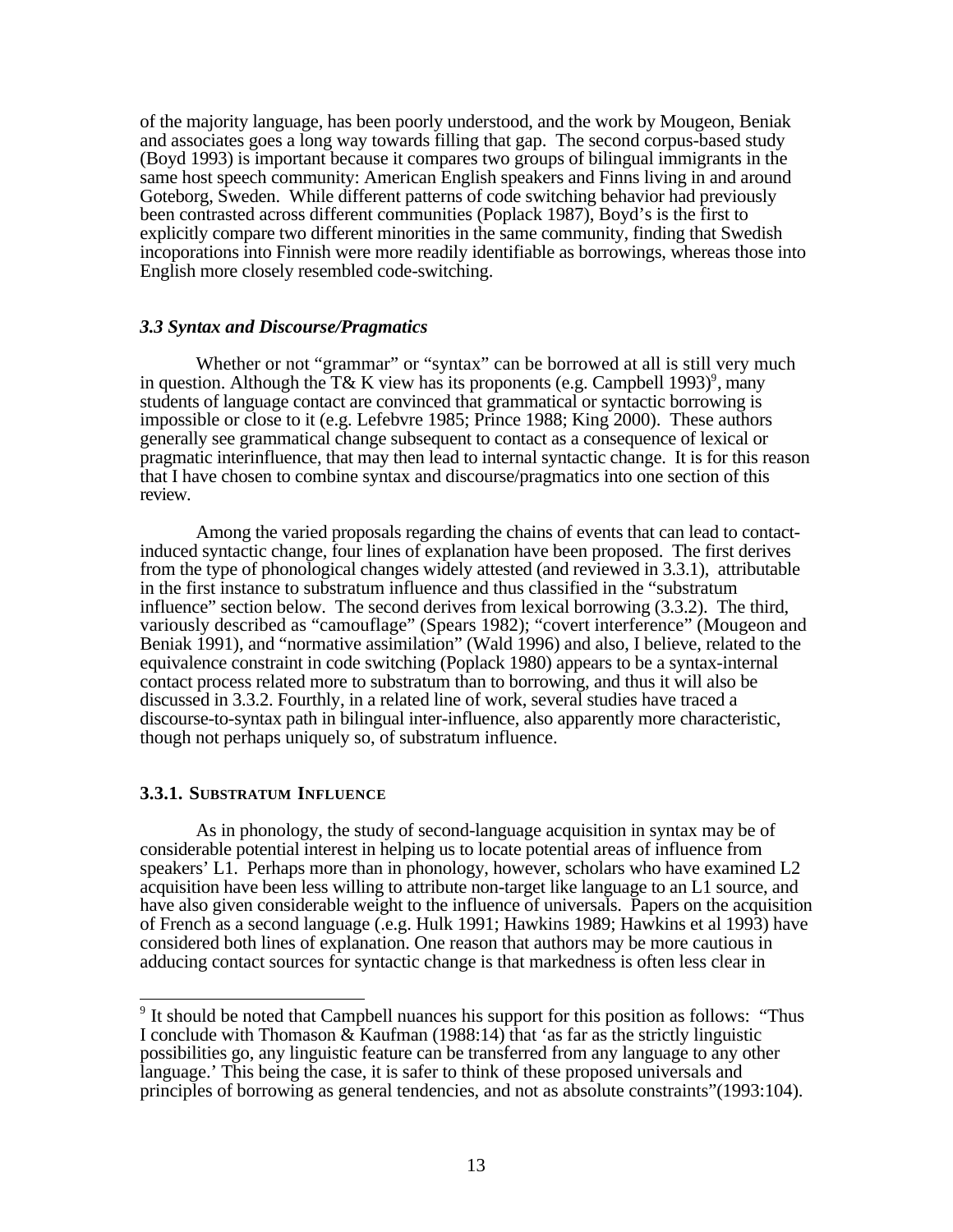of the majority language, has been poorly understood, and the work by Mougeon, Beniak and associates goes a long way towards filling that gap. The second corpus-based study (Boyd 1993) is important because it compares two groups of bilingual immigrants in the same host speech community: American English speakers and Finns living in and around Goteborg, Sweden. While different patterns of code switching behavior had previously been contrasted across different communities (Poplack 1987), Boyd's is the first to explicitly compare two different minorities in the same community, finding that Swedish incoporations into Finnish were more readily identifiable as borrowings, whereas those into English more closely resembled code-switching.

### *3.3 Syntax and Discourse/Pragmatics*

Whether or not "grammar" or "syntax" can be borrowed at all is still very much in question. Although the T& K view has its proponents (e.g. Campbell 1993)[9], many students of language contact are convinced that grammatical or syntactic borrowing is impossible or close to it (e.g. Lefebvre 1985; Prince 1988; King 2000). These authors generally see grammatical change subsequent to contact as a consequence of lexical or pragmatic interinfluence, that may then lead to internal syntactic change. It is for this reason that I have chosen to combine syntax and discourse/pragmatics into one section of this review.

Among the varied proposals regarding the chains of events that can lead to contact-induced syntactic change, four lines of explanation have been proposed. The first derives from the type of phonological changes widely attested (and reviewed in 3.3.1), attributable in the first instance to substratum influence and thus classified in the "substratum influence" section below. The second derives from lexical borrowing (3.3.2). The third, variously described as "camouflage" (Spears 1982); "covert interference" (Mougeon and Beniak 1991), and "normative assimilation" (Wald 1996) and also, I believe, related to the equivalence constraint in code switching (Poplack 1980) appears to be a syntax-internal contact process related more to substratum than to borrowing, and thus it will also be discussed in 3.3.2. Fourthly, in a related line of work, several studies have traced a discourse-to-syntax path in bilingual inter-influence, also apparently more characteristic, though not perhaps uniquely so, of substratum influence.

#### 3.3.1. SUBSTRATUM INFLUENCE

As in phonology, the study of second-language acquisition in syntax may be of considerable potential interest in helping us to locate potential areas of influence from speakers' L1. Perhaps more than in phonology, however, scholars who have examined L2 acquisition have been less willing to attribute non-target like language to an L1 source, and have also given considerable weight to the influence of universals. Papers on the acquisition of French as a second language (.e.g. Hulk 1991; Hawkins 1989; Hawkins et al 1993) have considered both lines of explanation. One reason that authors may be more cautious in adducing contact sources for syntactic change is that markedness is often less clear in

---

[9] It should be noted that Campbell nuances his support for this position as follows: "Thus I conclude with Thomason & Kaufman (1988:14) that 'as far as the strictly linguistic possibilities go, any linguistic feature can be transferred from any language to any other language.' This being the case, it is safer to think of these proposed universals and principles of borrowing as general tendencies, and not as absolute constraints"(1993:104).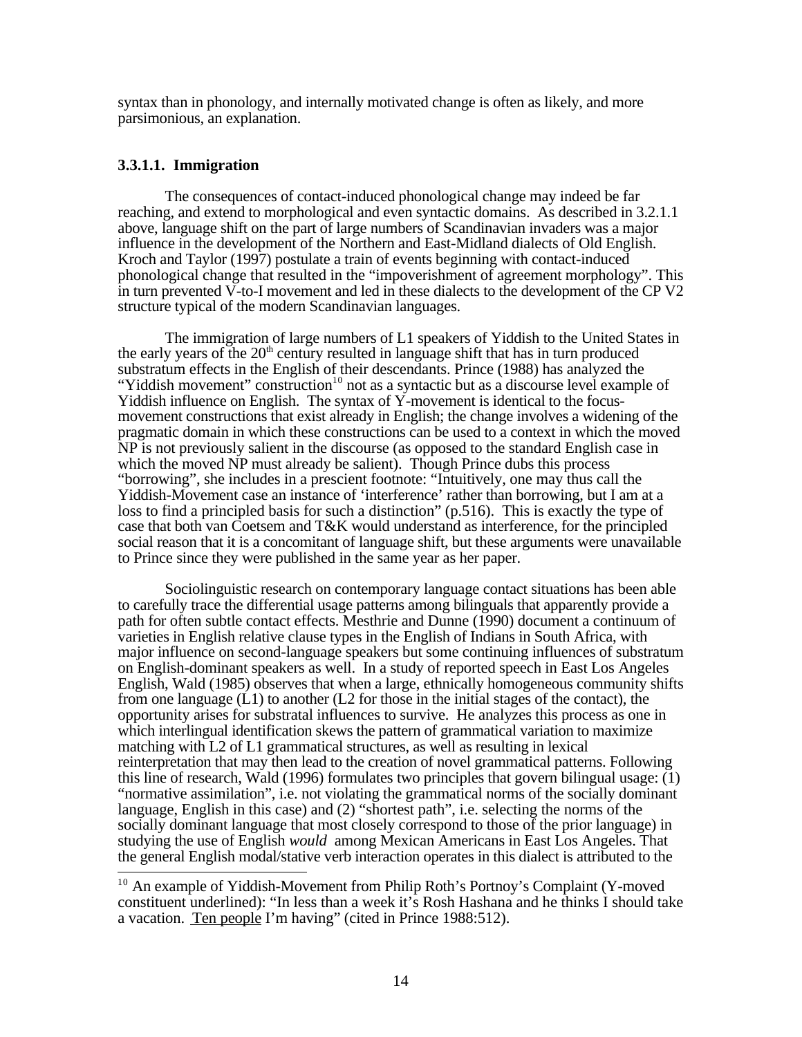syntax than in phonology, and internally motivated change is often as likely, and more parsimonious, an explanation.

### 3.3.1.1. Immigration

The consequences of contact-induced phonological change may indeed be far reaching, and extend to morphological and even syntactic domains. As described in 3.2.1.1 above, language shift on the part of large numbers of Scandinavian invaders was a major influence in the development of the Northern and East-Midland dialects of Old English. Kroch and Taylor (1997) postulate a train of events beginning with contact-induced phonological change that resulted in the "impoverishment of agreement morphology". This in turn prevented V-to-I movement and led in these dialects to the development of the CP V2 structure typical of the modern Scandinavian languages.

The immigration of large numbers of L1 speakers of Yiddish to the United States in the early years of the 20th century resulted in language shift that has in turn produced substratum effects in the English of their descendants. Prince (1988) has analyzed the "Yiddish movement" construction[10] not as a syntactic but as a discourse level example of Yiddish influence on English. The syntax of Y-movement is identical to the focus-movement constructions that exist already in English; the change involves a widening of the pragmatic domain in which these constructions can be used to a context in which the moved NP is not previously salient in the discourse (as opposed to the standard English case in which the moved NP must already be salient). Though Prince dubs this process "borrowing", she includes in a prescient footnote: "Intuitively, one may thus call the Yiddish-Movement case an instance of 'interference' rather than borrowing, but I am at a loss to find a principled basis for such a distinction" (p.516). This is exactly the type of case that both van Coetsem and T&K would understand as interference, for the principled social reason that it is a concomitant of language shift, but these arguments were unavailable to Prince since they were published in the same year as her paper.

Sociolinguistic research on contemporary language contact situations has been able to carefully trace the differential usage patterns among bilinguals that apparently provide a path for often subtle contact effects. Mesthrie and Dunne (1990) document a continuum of varieties in English relative clause types in the English of Indians in South Africa, with major influence on second-language speakers but some continuing influences of substratum on English-dominant speakers as well. In a study of reported speech in East Los Angeles English, Wald (1985) observes that when a large, ethnically homogeneous community shifts from one language (L1) to another (L2 for those in the initial stages of the contact), the opportunity arises for substratal influences to survive. He analyzes this process as one in which interlingual identification skews the pattern of grammatical variation to maximize matching with L2 of L1 grammatical structures, as well as resulting in lexical reinterpretation that may then lead to the creation of novel grammatical patterns. Following this line of research, Wald (1996) formulates two principles that govern bilingual usage: (1) "normative assimilation", i.e. not violating the grammatical norms of the socially dominant language, English in this case) and (2) "shortest path", i.e. selecting the norms of the socially dominant language that most closely correspond to those of the prior language) in studying the use of English *would* among Mexican Americans in East Los Angeles. That the general English modal/stative verb interaction operates in this dialect is attributed to the

[10] An example of Yiddish-Movement from Philip Roth's Portnoy's Complaint (Y-moved constituent underlined): "In less than a week it's Rosh Hashana and he thinks I should take a vacation. <u>Ten people</u> I'm having" (cited in Prince 1988:512).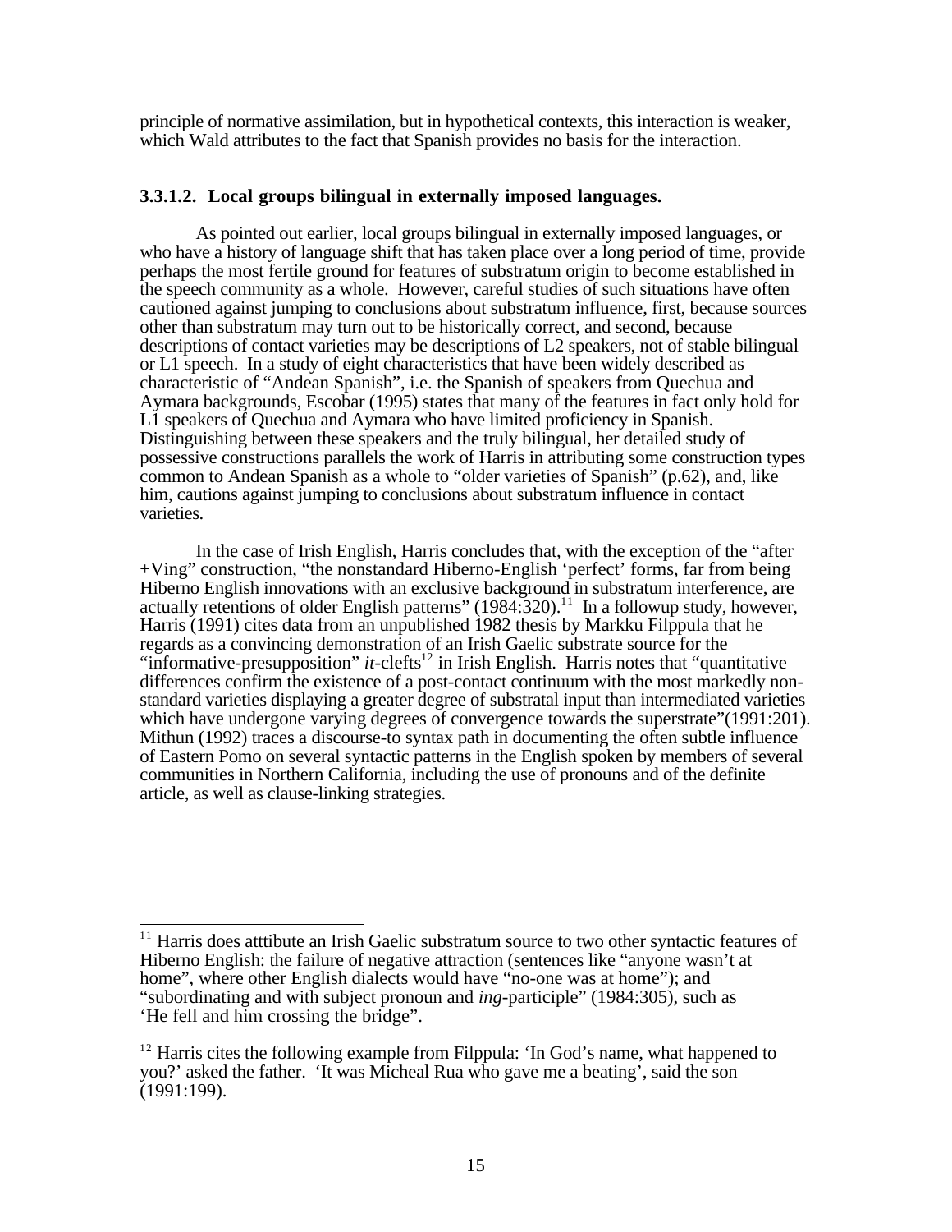principle of normative assimilation, but in hypothetical contexts, this interaction is weaker, which Wald attributes to the fact that Spanish provides no basis for the interaction.

### 3.3.1.2. Local groups bilingual in externally imposed languages.

As pointed out earlier, local groups bilingual in externally imposed languages, or who have a history of language shift that has taken place over a long period of time, provide perhaps the most fertile ground for features of substratum origin to become established in the speech community as a whole. However, careful studies of such situations have often cautioned against jumping to conclusions about substratum influence, first, because sources other than substratum may turn out to be historically correct, and second, because descriptions of contact varieties may be descriptions of L2 speakers, not of stable bilingual or L1 speech. In a study of eight characteristics that have been widely described as characteristic of "Andean Spanish", i.e. the Spanish of speakers from Quechua and Aymara backgrounds, Escobar (1995) states that many of the features in fact only hold for L1 speakers of Quechua and Aymara who have limited proficiency in Spanish. Distinguishing between these speakers and the truly bilingual, her detailed study of possessive constructions parallels the work of Harris in attributing some construction types common to Andean Spanish as a whole to "older varieties of Spanish" (p.62), and, like him, cautions against jumping to conclusions about substratum influence in contact varieties.

In the case of Irish English, Harris concludes that, with the exception of the "after +Ving" construction, "the nonstandard Hiberno-English 'perfect' forms, far from being Hiberno English innovations with an exclusive background in substratum interference, are actually retentions of older English patterns" (1984:320).[11] In a followup study, however, Harris (1991) cites data from an unpublished 1982 thesis by Markku Filppula that he regards as a convincing demonstration of an Irish Gaelic substrate source for the "informative-presupposition" *it*-clefts[12] in Irish English. Harris notes that "quantitative differences confirm the existence of a post-contact continuum with the most markedly non-standard varieties displaying a greater degree of substratal input than intermediated varieties which have undergone varying degrees of convergence towards the superstrate"(1991:201). Mithun (1992) traces a discourse-to syntax path in documenting the often subtle influence of Eastern Pomo on several syntactic patterns in the English spoken by members of several communities in Northern California, including the use of pronouns and of the definite article, as well as clause-linking strategies.

---

[11] Harris does atttibute an Irish Gaelic substratum source to two other syntactic features of Hiberno English: the failure of negative attraction (sentences like "anyone wasn't at home", where other English dialects would have "no-one was at home"); and "subordinating and with subject pronoun and *ing*-participle" (1984:305), such as 'He fell and him crossing the bridge".

[12] Harris cites the following example from Filppula: 'In God's name, what happened to you?' asked the father. 'It was Micheal Rua who gave me a beating', said the son (1991:199).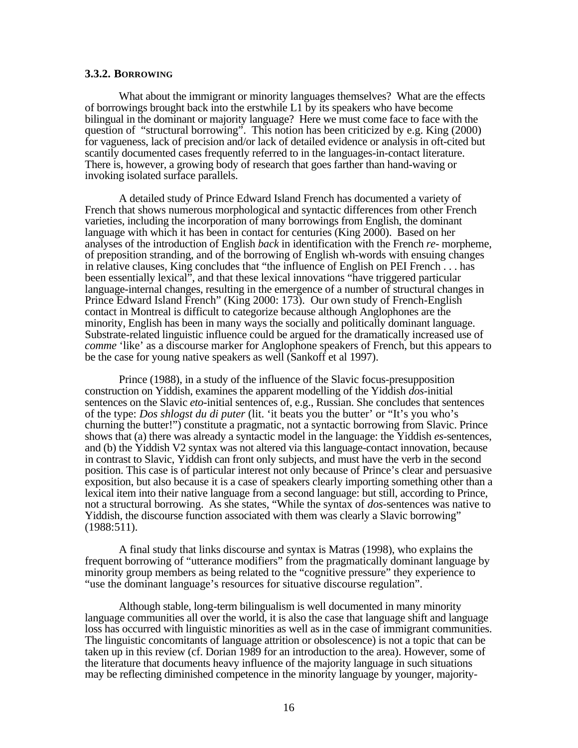### 3.3.2. Borrowing

What about the immigrant or minority languages themselves? What are the effects of borrowings brought back into the erstwhile L1 by its speakers who have become bilingual in the dominant or majority language? Here we must come face to face with the question of "structural borrowing". This notion has been criticized by e.g. King (2000) for vagueness, lack of precision and/or lack of detailed evidence or analysis in oft-cited but scantily documented cases frequently referred to in the languages-in-contact literature. There is, however, a growing body of research that goes farther than hand-waving or invoking isolated surface parallels.

A detailed study of Prince Edward Island French has documented a variety of French that shows numerous morphological and syntactic differences from other French varieties, including the incorporation of many borrowings from English, the dominant language with which it has been in contact for centuries (King 2000). Based on her analyses of the introduction of English *back* in identification with the French *re-* morpheme, of preposition stranding, and of the borrowing of English wh-words with ensuing changes in relative clauses, King concludes that "the influence of English on PEI French . . . has been essentially lexical", and that these lexical innovations "have triggered particular language-internal changes, resulting in the emergence of a number of structural changes in Prince Edward Island French" (King 2000: 173). Our own study of French-English contact in Montreal is difficult to categorize because although Anglophones are the minority, English has been in many ways the socially and politically dominant language. Substrate-related linguistic influence could be argued for the dramatically increased use of *comme* 'like' as a discourse marker for Anglophone speakers of French, but this appears to be the case for young native speakers as well (Sankoff et al 1997).

Prince (1988), in a study of the influence of the Slavic focus-presupposition construction on Yiddish, examines the apparent modelling of the Yiddish *dos*-initial sentences on the Slavic *eto*-initial sentences of, e.g., Russian. She concludes that sentences of the type: *Dos shlogst du di puter* (lit. 'it beats you the butter' or "It's you who's churning the butter!") constitute a pragmatic, not a syntactic borrowing from Slavic. Prince shows that (a) there was already a syntactic model in the language: the Yiddish *es*-sentences, and (b) the Yiddish V2 syntax was not altered via this language-contact innovation, because in contrast to Slavic, Yiddish can front only subjects, and must have the verb in the second position. This case is of particular interest not only because of Prince's clear and persuasive exposition, but also because it is a case of speakers clearly importing something other than a lexical item into their native language from a second language: but still, according to Prince, not a structural borrowing. As she states, "While the syntax of *dos*-sentences was native to Yiddish, the discourse function associated with them was clearly a Slavic borrowing" (1988:511).

A final study that links discourse and syntax is Matras (1998), who explains the frequent borrowing of "utterance modifiers" from the pragmatically dominant language by minority group members as being related to the "cognitive pressure" they experience to "use the dominant language's resources for situative discourse regulation".

Although stable, long-term bilingualism is well documented in many minority language communities all over the world, it is also the case that language shift and language loss has occurred with linguistic minorities as well as in the case of immigrant communities. The linguistic concomitants of language attrition or obsolescence) is not a topic that can be taken up in this review (cf. Dorian 1989 for an introduction to the area). However, some of the literature that documents heavy influence of the majority language in such situations may be reflecting diminished competence in the minority language by younger, majority-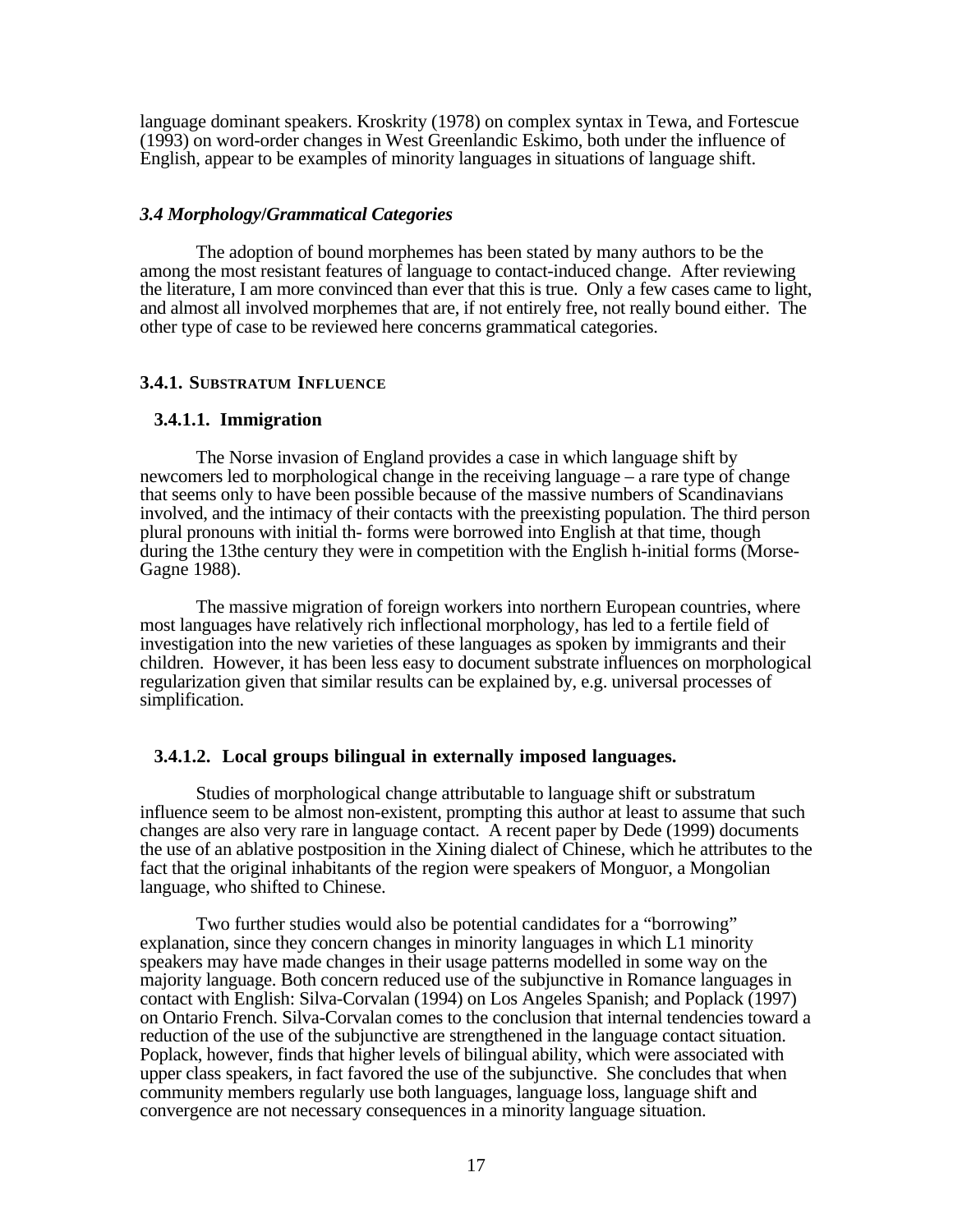language dominant speakers. Kroskrity (1978) on complex syntax in Tewa, and Fortescue (1993) on word-order changes in West Greenlandic Eskimo, both under the influence of English, appear to be examples of minority languages in situations of language shift.

### *3.4 Morphology/Grammatical Categories*

The adoption of bound morphemes has been stated by many authors to be the among the most resistant features of language to contact-induced change. After reviewing the literature, I am more convinced than ever that this is true. Only a few cases came to light, and almost all involved morphemes that are, if not entirely free, not really bound either. The other type of case to be reviewed here concerns grammatical categories.

#### 3.4.1. SUBSTRATUM INFLUENCE

##### 3.4.1.1. Immigration

The Norse invasion of England provides a case in which language shift by newcomers led to morphological change in the receiving language – a rare type of change that seems only to have been possible because of the massive numbers of Scandinavians involved, and the intimacy of their contacts with the preexisting population. The third person plural pronouns with initial th- forms were borrowed into English at that time, though during the 13the century they were in competition with the English h-initial forms (Morse-Gagne 1988).

The massive migration of foreign workers into northern European countries, where most languages have relatively rich inflectional morphology, has led to a fertile field of investigation into the new varieties of these languages as spoken by immigrants and their children. However, it has been less easy to document substrate influences on morphological regularization given that similar results can be explained by, e.g. universal processes of simplification.

##### 3.4.1.2. Local groups bilingual in externally imposed languages.

Studies of morphological change attributable to language shift or substratum influence seem to be almost non-existent, prompting this author at least to assume that such changes are also very rare in language contact. A recent paper by Dede (1999) documents the use of an ablative postposition in the Xining dialect of Chinese, which he attributes to the fact that the original inhabitants of the region were speakers of Monguor, a Mongolian language, who shifted to Chinese.

Two further studies would also be potential candidates for a "borrowing" explanation, since they concern changes in minority languages in which L1 minority speakers may have made changes in their usage patterns modelled in some way on the majority language. Both concern reduced use of the subjunctive in Romance languages in contact with English: Silva-Corvalan (1994) on Los Angeles Spanish; and Poplack (1997) on Ontario French. Silva-Corvalan comes to the conclusion that internal tendencies toward a reduction of the use of the subjunctive are strengthened in the language contact situation. Poplack, however, finds that higher levels of bilingual ability, which were associated with upper class speakers, in fact favored the use of the subjunctive. She concludes that when community members regularly use both languages, language loss, language shift and convergence are not necessary consequences in a minority language situation.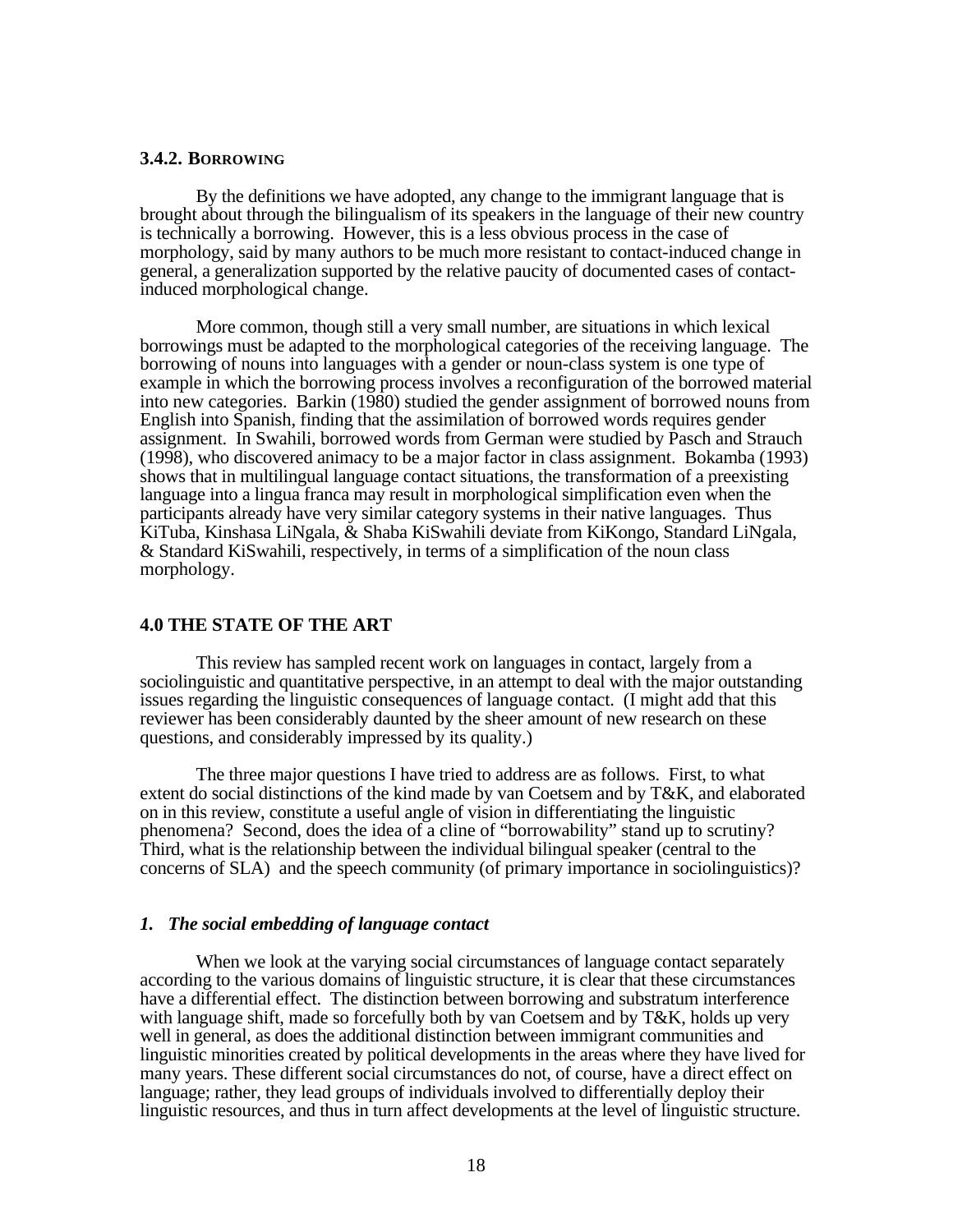### 3.4.2. BORROWING

By the definitions we have adopted, any change to the immigrant language that is brought about through the bilingualism of its speakers in the language of their new country is technically a borrowing. However, this is a less obvious process in the case of morphology, said by many authors to be much more resistant to contact-induced change in general, a generalization supported by the relative paucity of documented cases of contact-induced morphological change.

More common, though still a very small number, are situations in which lexical borrowings must be adapted to the morphological categories of the receiving language. The borrowing of nouns into languages with a gender or noun-class system is one type of example in which the borrowing process involves a reconfiguration of the borrowed material into new categories. Barkin (1980) studied the gender assignment of borrowed nouns from English into Spanish, finding that the assimilation of borrowed words requires gender assignment. In Swahili, borrowed words from German were studied by Pasch and Strauch (1998), who discovered animacy to be a major factor in class assignment. Bokamba (1993) shows that in multilingual language contact situations, the transformation of a preexisting language into a lingua franca may result in morphological simplification even when the participants already have very similar category systems in their native languages. Thus KiTuba, Kinshasa LiNgala, & Shaba KiSwahili deviate from KiKongo, Standard LiNgala, & Standard KiSwahili, respectively, in terms of a simplification of the noun class morphology.

## 4.0 THE STATE OF THE ART

This review has sampled recent work on languages in contact, largely from a sociolinguistic and quantitative perspective, in an attempt to deal with the major outstanding issues regarding the linguistic consequences of language contact. (I might add that this reviewer has been considerably daunted by the sheer amount of new research on these questions, and considerably impressed by its quality.)

The three major questions I have tried to address are as follows. First, to what extent do social distinctions of the kind made by van Coetsem and by T&K, and elaborated on in this review, constitute a useful angle of vision in differentiating the linguistic phenomena? Second, does the idea of a cline of "borrowability" stand up to scrutiny? Third, what is the relationship between the individual bilingual speaker (central to the concerns of SLA) and the speech community (of primary importance in sociolinguistics)?

### *1. The social embedding of language contact*

When we look at the varying social circumstances of language contact separately according to the various domains of linguistic structure, it is clear that these circumstances have a differential effect. The distinction between borrowing and substratum interference with language shift, made so forcefully both by van Coetsem and by T&K, holds up very well in general, as does the additional distinction between immigrant communities and linguistic minorities created by political developments in the areas where they have lived for many years. These different social circumstances do not, of course, have a direct effect on language; rather, they lead groups of individuals involved to differentially deploy their linguistic resources, and thus in turn affect developments at the level of linguistic structure.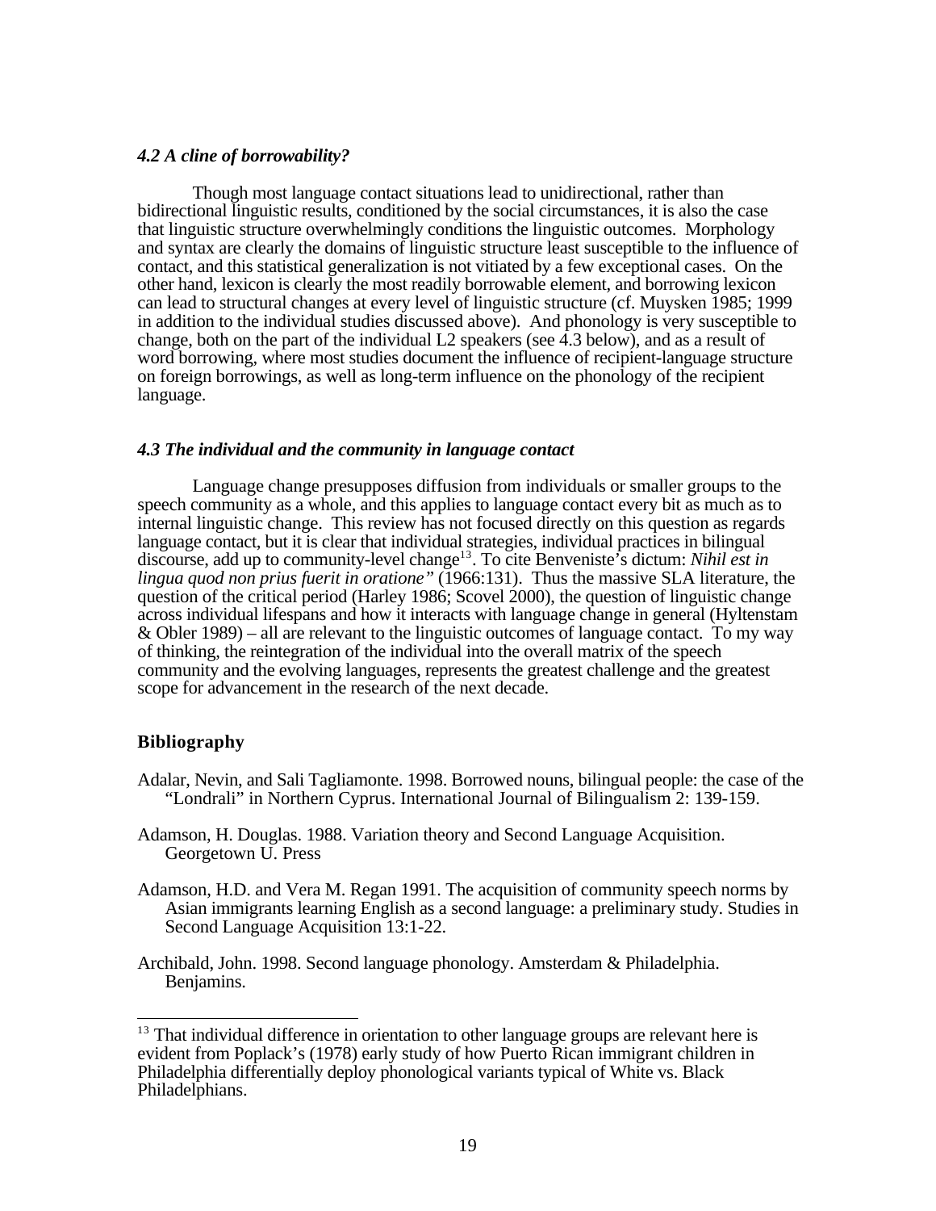### *4.2 A cline of borrowability?*

Though most language contact situations lead to unidirectional, rather than bidirectional linguistic results, conditioned by the social circumstances, it is also the case that linguistic structure overwhelmingly conditions the linguistic outcomes. Morphology and syntax are clearly the domains of linguistic structure least susceptible to the influence of contact, and this statistical generalization is not vitiated by a few exceptional cases. On the other hand, lexicon is clearly the most readily borrowable element, and borrowing lexicon can lead to structural changes at every level of linguistic structure (cf. Muysken 1985; 1999 in addition to the individual studies discussed above). And phonology is very susceptible to change, both on the part of the individual L2 speakers (see 4.3 below), and as a result of word borrowing, where most studies document the influence of recipient-language structure on foreign borrowings, as well as long-term influence on the phonology of the recipient language.

### *4.3 The individual and the community in language contact*

Language change presupposes diffusion from individuals or smaller groups to the speech community as a whole, and this applies to language contact every bit as much as to internal linguistic change. This review has not focused directly on this question as regards language contact, but it is clear that individual strategies, individual practices in bilingual discourse, add up to community-level change[13]. To cite Benveniste's dictum: *Nihil est in lingua quod non prius fuerit in oratione"* (1966:131). Thus the massive SLA literature, the question of the critical period (Harley 1986; Scovel 2000), the question of linguistic change across individual lifespans and how it interacts with language change in general (Hyltenstam & Obler 1989) – all are relevant to the linguistic outcomes of language contact. To my way of thinking, the reintegration of the individual into the overall matrix of the speech community and the evolving languages, represents the greatest challenge and the greatest scope for advancement in the research of the next decade.

## Bibliography

Adalar, Nevin, and Sali Tagliamonte. 1998. Borrowed nouns, bilingual people: the case of the "Londrali" in Northern Cyprus. International Journal of Bilingualism 2: 139-159.

Adamson, H. Douglas. 1988. Variation theory and Second Language Acquisition. Georgetown U. Press

Adamson, H.D. and Vera M. Regan 1991. The acquisition of community speech norms by Asian immigrants learning English as a second language: a preliminary study. Studies in Second Language Acquisition 13:1-22.

Archibald, John. 1998. Second language phonology. Amsterdam & Philadelphia. Benjamins.

---

[13] That individual difference in orientation to other language groups are relevant here is evident from Poplack's (1978) early study of how Puerto Rican immigrant children in Philadelphia differentially deploy phonological variants typical of White vs. Black Philadelphians.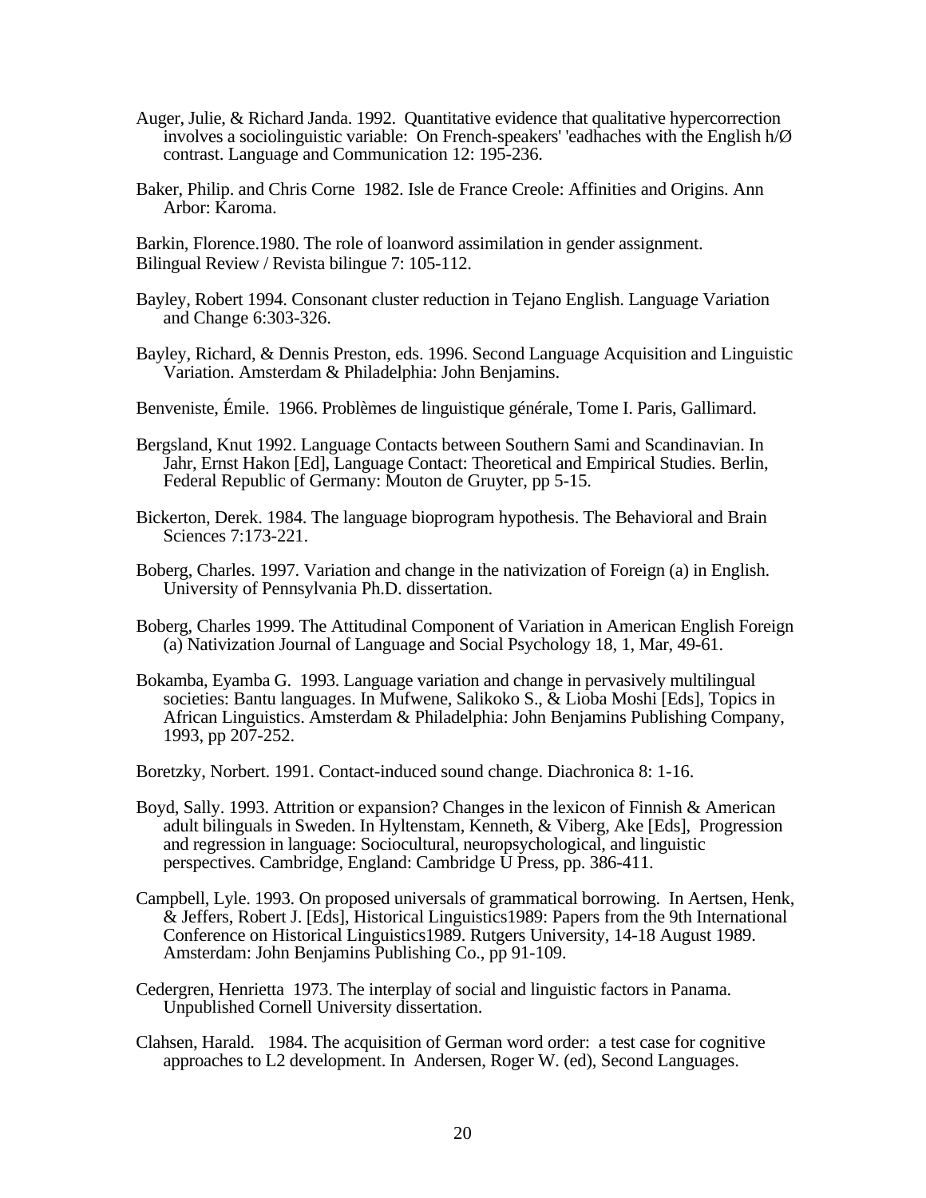Auger, Julie, & Richard Janda. 1992. Quantitative evidence that qualitative hypercorrection involves a sociolinguistic variable: On French-speakers' 'eadhaches with the English h/Ø contrast. Language and Communication 12: 195-236.

Baker, Philip. and Chris Corne 1982. Isle de France Creole: Affinities and Origins. Ann Arbor: Karoma.

Barkin, Florence.1980. The role of loanword assimilation in gender assignment. Bilingual Review / Revista bilingue 7: 105-112.

Bayley, Robert 1994. Consonant cluster reduction in Tejano English. Language Variation and Change 6:303-326.

Bayley, Richard, & Dennis Preston, eds. 1996. Second Language Acquisition and Linguistic Variation. Amsterdam & Philadelphia: John Benjamins.

Benveniste, Émile. 1966. Problèmes de linguistique générale, Tome I. Paris, Gallimard.

Bergsland, Knut 1992. Language Contacts between Southern Sami and Scandinavian. In Jahr, Ernst Hakon [Ed], Language Contact: Theoretical and Empirical Studies. Berlin, Federal Republic of Germany: Mouton de Gruyter, pp 5-15.

Bickerton, Derek. 1984. The language bioprogram hypothesis. The Behavioral and Brain Sciences 7:173-221.

Boberg, Charles. 1997. Variation and change in the nativization of Foreign (a) in English. University of Pennsylvania Ph.D. dissertation.

Boberg, Charles 1999. The Attitudinal Component of Variation in American English Foreign (a) Nativization Journal of Language and Social Psychology 18, 1, Mar, 49-61.

Bokamba, Eyamba G. 1993. Language variation and change in pervasively multilingual societies: Bantu languages. In Mufwene, Salikoko S., & Lioba Moshi [Eds], Topics in African Linguistics. Amsterdam & Philadelphia: John Benjamins Publishing Company, 1993, pp 207-252.

Boretzky, Norbert. 1991. Contact-induced sound change. Diachronica 8: 1-16.

Boyd, Sally. 1993. Attrition or expansion? Changes in the lexicon of Finnish & American adult bilinguals in Sweden. In Hyltenstam, Kenneth, & Viberg, Ake [Eds], Progression and regression in language: Sociocultural, neuropsychological, and linguistic perspectives. Cambridge, England: Cambridge U Press, pp. 386-411.

Campbell, Lyle. 1993. On proposed universals of grammatical borrowing. In Aertsen, Henk, & Jeffers, Robert J. [Eds], Historical Linguistics1989: Papers from the 9th International Conference on Historical Linguistics1989. Rutgers University, 14-18 August 1989. Amsterdam: John Benjamins Publishing Co., pp 91-109.

Cedergren, Henrietta 1973. The interplay of social and linguistic factors in Panama. Unpublished Cornell University dissertation.

Clahsen, Harald. 1984. The acquisition of German word order: a test case for cognitive approaches to L2 development. In Andersen, Roger W. (ed), Second Languages.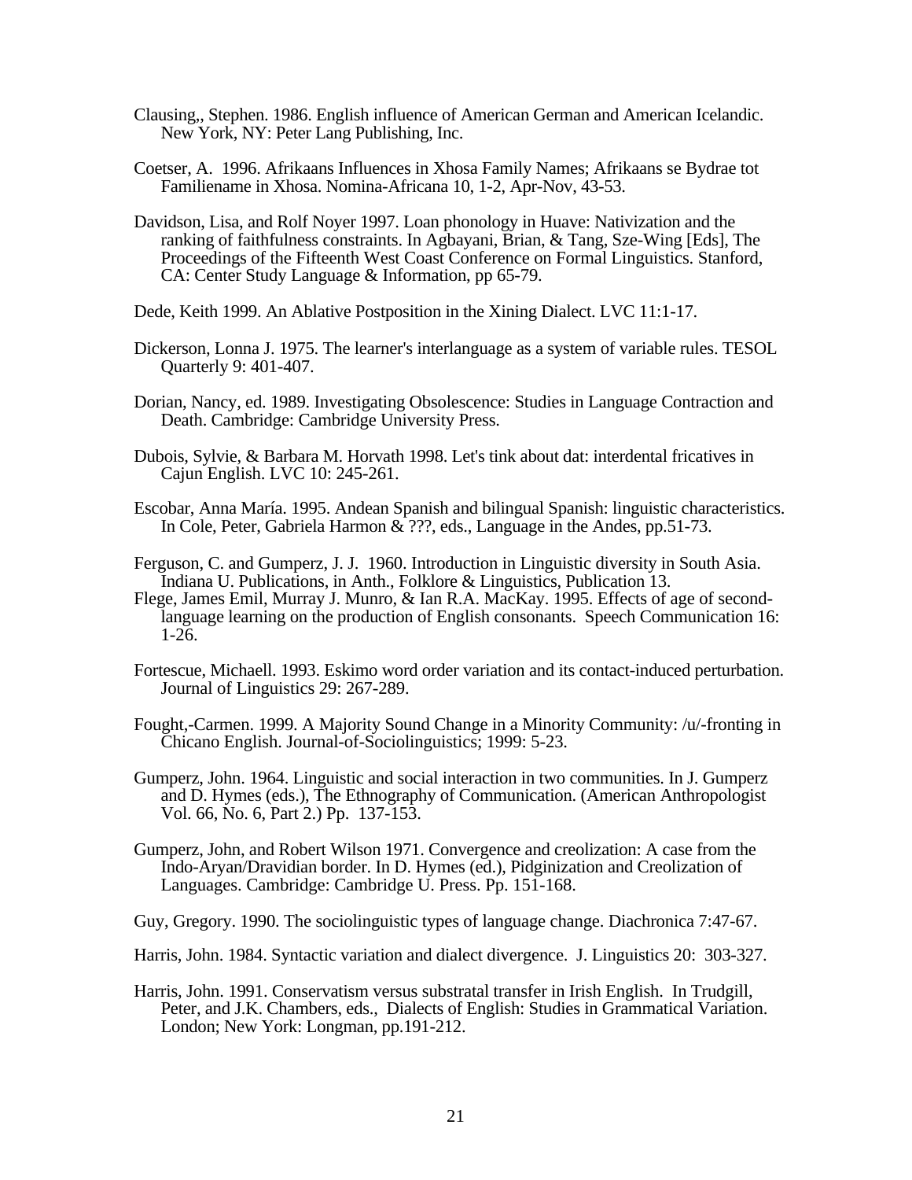Clausing,, Stephen. 1986. English influence of American German and American Icelandic. New York, NY: Peter Lang Publishing, Inc.

Coetser, A. 1996. Afrikaans Influences in Xhosa Family Names; Afrikaans se Bydrae tot Familiename in Xhosa. Nomina-Africana 10, 1-2, Apr-Nov, 43-53.

Davidson, Lisa, and Rolf Noyer 1997. Loan phonology in Huave: Nativization and the ranking of faithfulness constraints. In Agbayani, Brian, & Tang, Sze-Wing [Eds], The Proceedings of the Fifteenth West Coast Conference on Formal Linguistics. Stanford, CA: Center Study Language & Information, pp 65-79.

Dede, Keith 1999. An Ablative Postposition in the Xining Dialect. LVC 11:1-17.

Dickerson, Lonna J. 1975. The learner's interlanguage as a system of variable rules. TESOL Quarterly 9: 401-407.

Dorian, Nancy, ed. 1989. Investigating Obsolescence: Studies in Language Contraction and Death. Cambridge: Cambridge University Press.

Dubois, Sylvie, & Barbara M. Horvath 1998. Let's tink about dat: interdental fricatives in Cajun English. LVC 10: 245-261.

Escobar, Anna María. 1995. Andean Spanish and bilingual Spanish: linguistic characteristics. In Cole, Peter, Gabriela Harmon & ???, eds., Language in the Andes, pp.51-73.

Ferguson, C. and Gumperz, J. J. 1960. Introduction in Linguistic diversity in South Asia. Indiana U. Publications, in Anth., Folklore & Linguistics, Publication 13.

Flege, James Emil, Murray J. Munro, & Ian R.A. MacKay. 1995. Effects of age of second-language learning on the production of English consonants. Speech Communication 16: 1-26.

Fortescue, Michaell. 1993. Eskimo word order variation and its contact-induced perturbation. Journal of Linguistics 29: 267-289.

Fought,-Carmen. 1999. A Majority Sound Change in a Minority Community: /u/-fronting in Chicano English. Journal-of-Sociolinguistics; 1999: 5-23.

Gumperz, John. 1964. Linguistic and social interaction in two communities. In J. Gumperz and D. Hymes (eds.), The Ethnography of Communication. (American Anthropologist Vol. 66, No. 6, Part 2.) Pp. 137-153.

Gumperz, John, and Robert Wilson 1971. Convergence and creolization: A case from the Indo-Aryan/Dravidian border. In D. Hymes (ed.), Pidginization and Creolization of Languages. Cambridge: Cambridge U. Press. Pp. 151-168.

Guy, Gregory. 1990. The sociolinguistic types of language change. Diachronica 7:47-67.

Harris, John. 1984. Syntactic variation and dialect divergence. J. Linguistics 20: 303-327.

Harris, John. 1991. Conservatism versus substratal transfer in Irish English. In Trudgill, Peter, and J.K. Chambers, eds., Dialects of English: Studies in Grammatical Variation. London; New York: Longman, pp.191-212.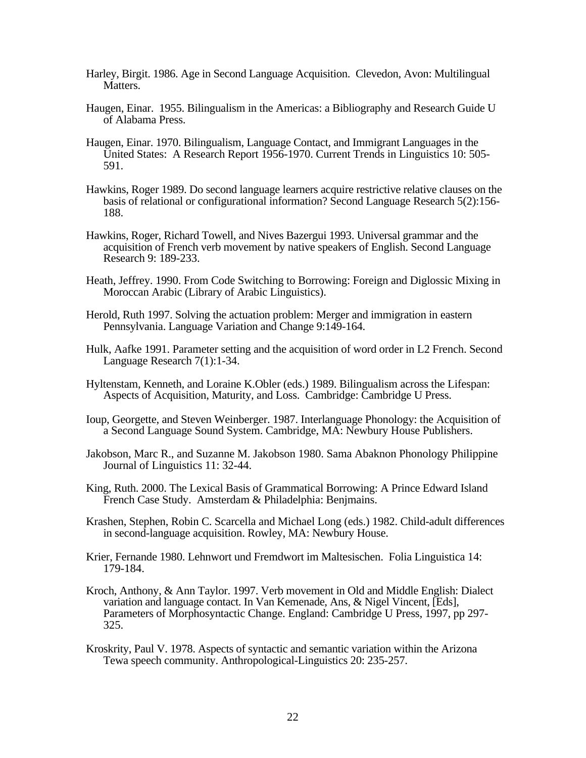Harley, Birgit. 1986. Age in Second Language Acquisition. Clevedon, Avon: Multilingual Matters.

Haugen, Einar. 1955. Bilingualism in the Americas: a Bibliography and Research Guide U of Alabama Press.

Haugen, Einar. 1970. Bilingualism, Language Contact, and Immigrant Languages in the United States: A Research Report 1956-1970. Current Trends in Linguistics 10: 505-591.

Hawkins, Roger 1989. Do second language learners acquire restrictive relative clauses on the basis of relational or configurational information? Second Language Research 5(2):156-188.

Hawkins, Roger, Richard Towell, and Nives Bazergui 1993. Universal grammar and the acquisition of French verb movement by native speakers of English. Second Language Research 9: 189-233.

Heath, Jeffrey. 1990. From Code Switching to Borrowing: Foreign and Diglossic Mixing in Moroccan Arabic (Library of Arabic Linguistics).

Herold, Ruth 1997. Solving the actuation problem: Merger and immigration in eastern Pennsylvania. Language Variation and Change 9:149-164.

Hulk, Aafke 1991. Parameter setting and the acquisition of word order in L2 French. Second Language Research 7(1):1-34.

Hyltenstam, Kenneth, and Loraine K.Obler (eds.) 1989. Bilingualism across the Lifespan: Aspects of Acquisition, Maturity, and Loss. Cambridge: Cambridge U Press.

Ioup, Georgette, and Steven Weinberger. 1987. Interlanguage Phonology: the Acquisition of a Second Language Sound System. Cambridge, MA: Newbury House Publishers.

Jakobson, Marc R., and Suzanne M. Jakobson 1980. Sama Abaknon Phonology Philippine Journal of Linguistics 11: 32-44.

King, Ruth. 2000. The Lexical Basis of Grammatical Borrowing: A Prince Edward Island French Case Study. Amsterdam & Philadelphia: Benjmains.

Krashen, Stephen, Robin C. Scarcella and Michael Long (eds.) 1982. Child-adult differences in second-language acquisition. Rowley, MA: Newbury House.

Krier, Fernande 1980. Lehnwort und Fremdwort im Maltesischen. Folia Linguistica 14: 179-184.

Kroch, Anthony, & Ann Taylor. 1997. Verb movement in Old and Middle English: Dialect variation and language contact. In Van Kemenade, Ans, & Nigel Vincent, [Eds], Parameters of Morphosyntactic Change. England: Cambridge U Press, 1997, pp 297-325.

Kroskrity, Paul V. 1978. Aspects of syntactic and semantic variation within the Arizona Tewa speech community. Anthropological-Linguistics 20: 235-257.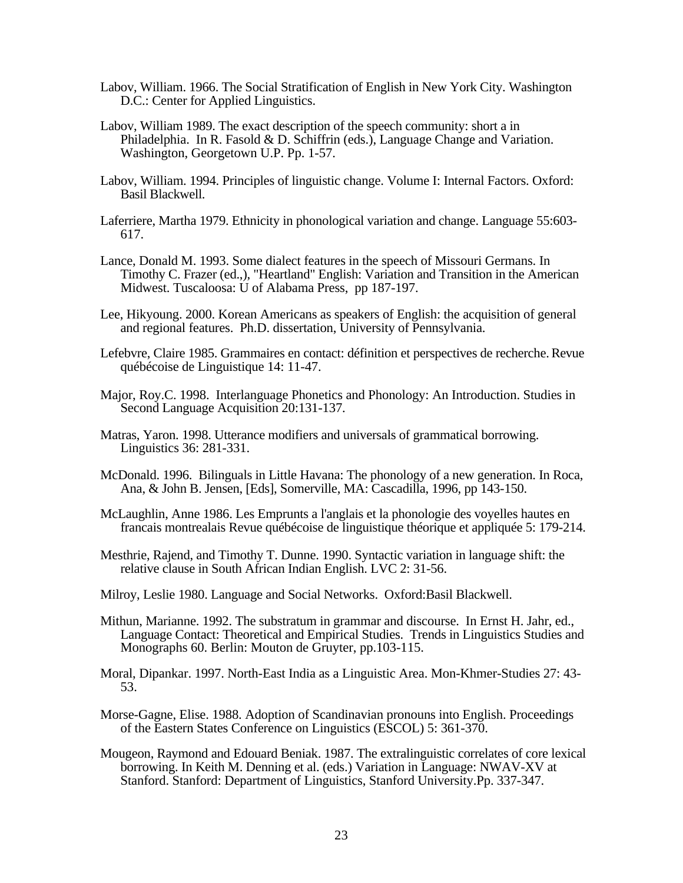Labov, William. 1966. The Social Stratification of English in New York City. Washington D.C.: Center for Applied Linguistics.

Labov, William 1989. The exact description of the speech community: short a in Philadelphia. In R. Fasold & D. Schiffrin (eds.), Language Change and Variation. Washington, Georgetown U.P. Pp. 1-57.

Labov, William. 1994. Principles of linguistic change. Volume I: Internal Factors. Oxford: Basil Blackwell.

Laferriere, Martha 1979. Ethnicity in phonological variation and change. Language 55:603-617.

Lance, Donald M. 1993. Some dialect features in the speech of Missouri Germans. In Timothy C. Frazer (ed.,), "Heartland" English: Variation and Transition in the American Midwest. Tuscaloosa: U of Alabama Press, pp 187-197.

Lee, Hikyoung. 2000. Korean Americans as speakers of English: the acquisition of general and regional features. Ph.D. dissertation, University of Pennsylvania.

Lefebvre, Claire 1985. Grammaires en contact: définition et perspectives de recherche. Revue québécoise de Linguistique 14: 11-47.

Major, Roy.C. 1998. Interlanguage Phonetics and Phonology: An Introduction. Studies in Second Language Acquisition 20:131-137.

Matras, Yaron. 1998. Utterance modifiers and universals of grammatical borrowing. Linguistics 36: 281-331.

McDonald. 1996. Bilinguals in Little Havana: The phonology of a new generation. In Roca, Ana, & John B. Jensen, [Eds], Somerville, MA: Cascadilla, 1996, pp 143-150.

McLaughlin, Anne 1986. Les Emprunts a l'anglais et la phonologie des voyelles hautes en francais montrealais Revue québécoise de linguistique théorique et appliquée 5: 179-214.

Mesthrie, Rajend, and Timothy T. Dunne. 1990. Syntactic variation in language shift: the relative clause in South African Indian English. LVC 2: 31-56.

Milroy, Leslie 1980. Language and Social Networks. Oxford:Basil Blackwell.

Mithun, Marianne. 1992. The substratum in grammar and discourse. In Ernst H. Jahr, ed., Language Contact: Theoretical and Empirical Studies. Trends in Linguistics Studies and Monographs 60. Berlin: Mouton de Gruyter, pp.103-115.

Moral, Dipankar. 1997. North-East India as a Linguistic Area. Mon-Khmer-Studies 27: 43-53.

Morse-Gagne, Elise. 1988. Adoption of Scandinavian pronouns into English. Proceedings of the Eastern States Conference on Linguistics (ESCOL) 5: 361-370.

Mougeon, Raymond and Edouard Beniak. 1987. The extralinguistic correlates of core lexical borrowing. In Keith M. Denning et al. (eds.) Variation in Language: NWAV-XV at Stanford. Stanford: Department of Linguistics, Stanford University.Pp. 337-347.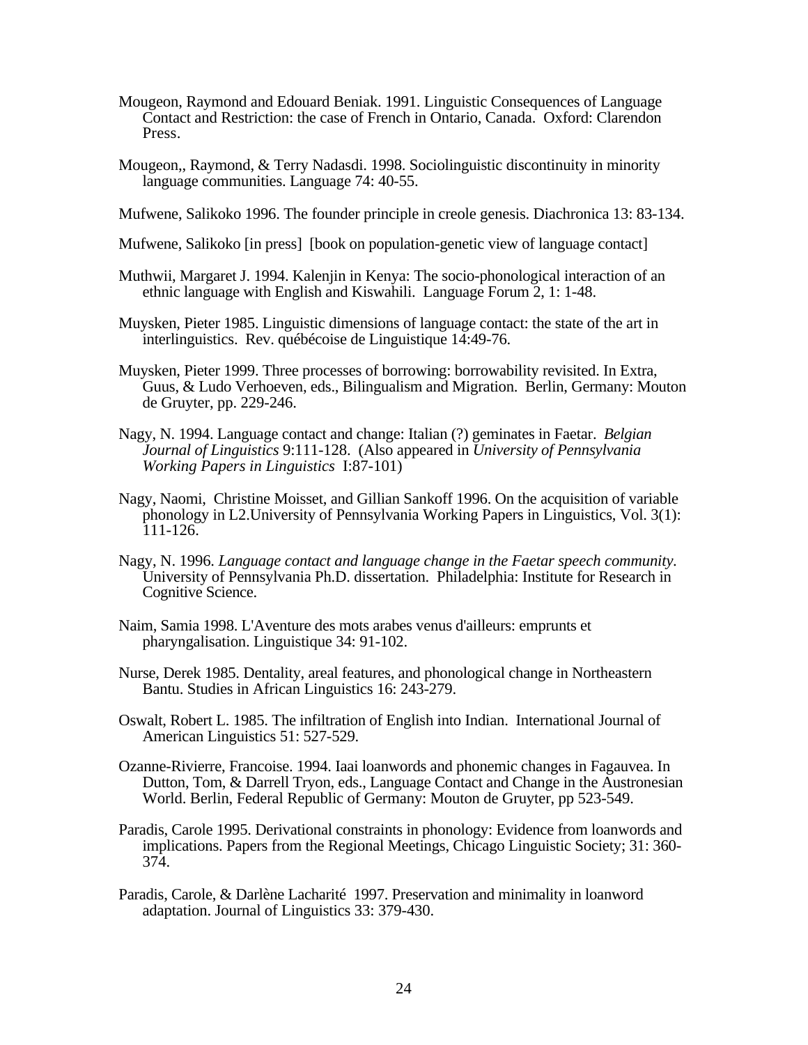Mougeon, Raymond and Edouard Beniak. 1991. Linguistic Consequences of Language Contact and Restriction: the case of French in Ontario, Canada. Oxford: Clarendon Press.

Mougeon,, Raymond, & Terry Nadasdi. 1998. Sociolinguistic discontinuity in minority language communities. Language 74: 40-55.

Mufwene, Salikoko 1996. The founder principle in creole genesis. Diachronica 13: 83-134.

Mufwene, Salikoko [in press] [book on population-genetic view of language contact]

Muthwii, Margaret J. 1994. Kalenjin in Kenya: The socio-phonological interaction of an ethnic language with English and Kiswahili. Language Forum 2, 1: 1-48.

Muysken, Pieter 1985. Linguistic dimensions of language contact: the state of the art in interlinguistics. Rev. québécoise de Linguistique 14:49-76.

Muysken, Pieter 1999. Three processes of borrowing: borrowability revisited. In Extra, Guus, & Ludo Verhoeven, eds., Bilingualism and Migration. Berlin, Germany: Mouton de Gruyter, pp. 229-246.

Nagy, N. 1994. Language contact and change: Italian (?) geminates in Faetar. *Belgian Journal of Linguistics* 9:111-128. (Also appeared in *University of Pennsylvania Working Papers in Linguistics* I:87-101)

Nagy, Naomi, Christine Moisset, and Gillian Sankoff 1996. On the acquisition of variable phonology in L2.University of Pennsylvania Working Papers in Linguistics, Vol. 3(1): 111-126.

Nagy, N. 1996. *Language contact and language change in the Faetar speech community*. University of Pennsylvania Ph.D. dissertation. Philadelphia: Institute for Research in Cognitive Science.

Naim, Samia 1998. L'Aventure des mots arabes venus d'ailleurs: emprunts et pharyngalisation. Linguistique 34: 91-102.

Nurse, Derek 1985. Dentality, areal features, and phonological change in Northeastern Bantu. Studies in African Linguistics 16: 243-279.

Oswalt, Robert L. 1985. The infiltration of English into Indian. International Journal of American Linguistics 51: 527-529.

Ozanne-Rivierre, Francoise. 1994. Iaai loanwords and phonemic changes in Fagauvea. In Dutton, Tom, & Darrell Tryon, eds., Language Contact and Change in the Austronesian World. Berlin, Federal Republic of Germany: Mouton de Gruyter, pp 523-549.

Paradis, Carole 1995. Derivational constraints in phonology: Evidence from loanwords and implications. Papers from the Regional Meetings, Chicago Linguistic Society; 31: 360-374.

Paradis, Carole, & Darlène Lacharité 1997. Preservation and minimality in loanword adaptation. Journal of Linguistics 33: 379-430.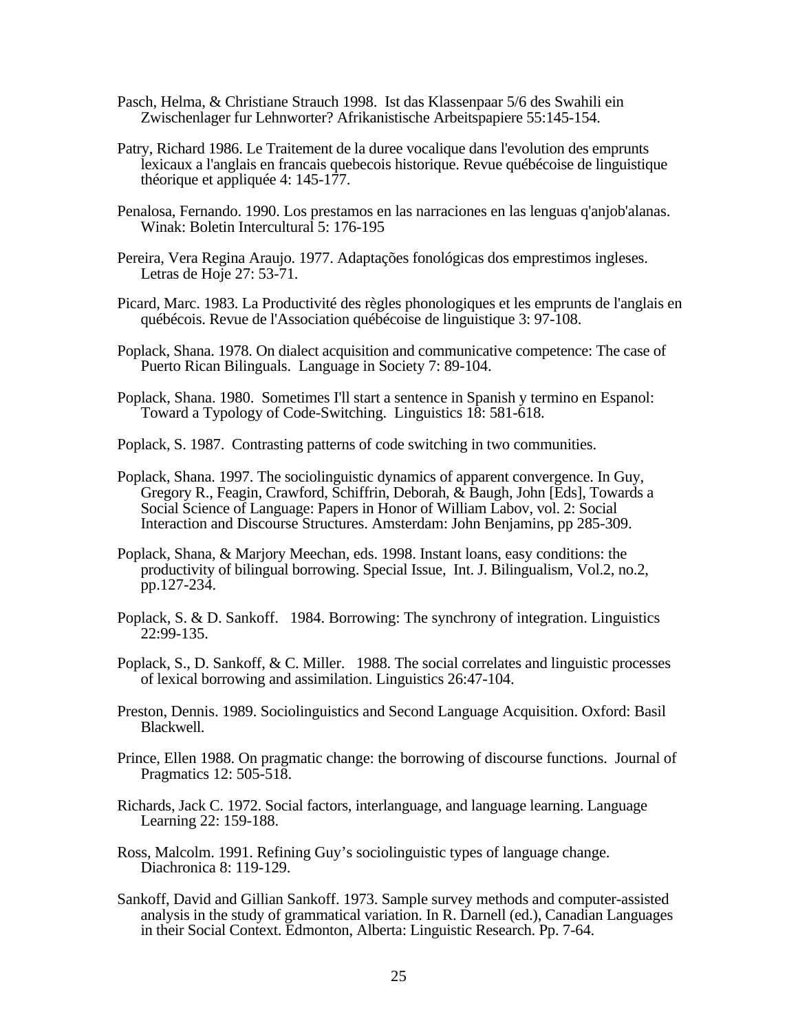Pasch, Helma, & Christiane Strauch 1998. Ist das Klassenpaar 5/6 des Swahili ein Zwischenlager fur Lehnworter? Afrikanistische Arbeitspapiere 55:145-154.

Patry, Richard 1986. Le Traitement de la duree vocalique dans l'evolution des emprunts lexicaux a l'anglais en francais quebecois historique. Revue québécoise de linguistique théorique et appliquée 4: 145-177.

Penalosa, Fernando. 1990. Los prestamos en las narraciones en las lenguas q'anjob'alanas. Winak: Boletin Intercultural 5: 176-195

Pereira, Vera Regina Araujo. 1977. Adaptações fonológicas dos emprestimos ingleses. Letras de Hoje 27: 53-71.

Picard, Marc. 1983. La Productivité des règles phonologiques et les emprunts de l'anglais en québécois. Revue de l'Association québécoise de linguistique 3: 97-108.

Poplack, Shana. 1978. On dialect acquisition and communicative competence: The case of Puerto Rican Bilinguals. Language in Society 7: 89-104.

Poplack, Shana. 1980. Sometimes I'll start a sentence in Spanish y termino en Espanol: Toward a Typology of Code-Switching. Linguistics 18: 581-618.

Poplack, S. 1987. Contrasting patterns of code switching in two communities.

Poplack, Shana. 1997. The sociolinguistic dynamics of apparent convergence. In Guy, Gregory R., Feagin, Crawford, Schiffrin, Deborah, & Baugh, John [Eds], Towards a Social Science of Language: Papers in Honor of William Labov, vol. 2: Social Interaction and Discourse Structures. Amsterdam: John Benjamins, pp 285-309.

Poplack, Shana, & Marjory Meechan, eds. 1998. Instant loans, easy conditions: the productivity of bilingual borrowing. Special Issue, Int. J. Bilingualism, Vol.2, no.2, pp.127-234.

Poplack, S. & D. Sankoff. 1984. Borrowing: The synchrony of integration. Linguistics 22:99-135.

Poplack, S., D. Sankoff, & C. Miller. 1988. The social correlates and linguistic processes of lexical borrowing and assimilation. Linguistics 26:47-104.

Preston, Dennis. 1989. Sociolinguistics and Second Language Acquisition. Oxford: Basil Blackwell.

Prince, Ellen 1988. On pragmatic change: the borrowing of discourse functions. Journal of Pragmatics 12: 505-518.

Richards, Jack C. 1972. Social factors, interlanguage, and language learning. Language Learning 22: 159-188.

Ross, Malcolm. 1991. Refining Guy's sociolinguistic types of language change. Diachronica 8: 119-129.

Sankoff, David and Gillian Sankoff. 1973. Sample survey methods and computer-assisted analysis in the study of grammatical variation. In R. Darnell (ed.), Canadian Languages in their Social Context. Edmonton, Alberta: Linguistic Research. Pp. 7-64.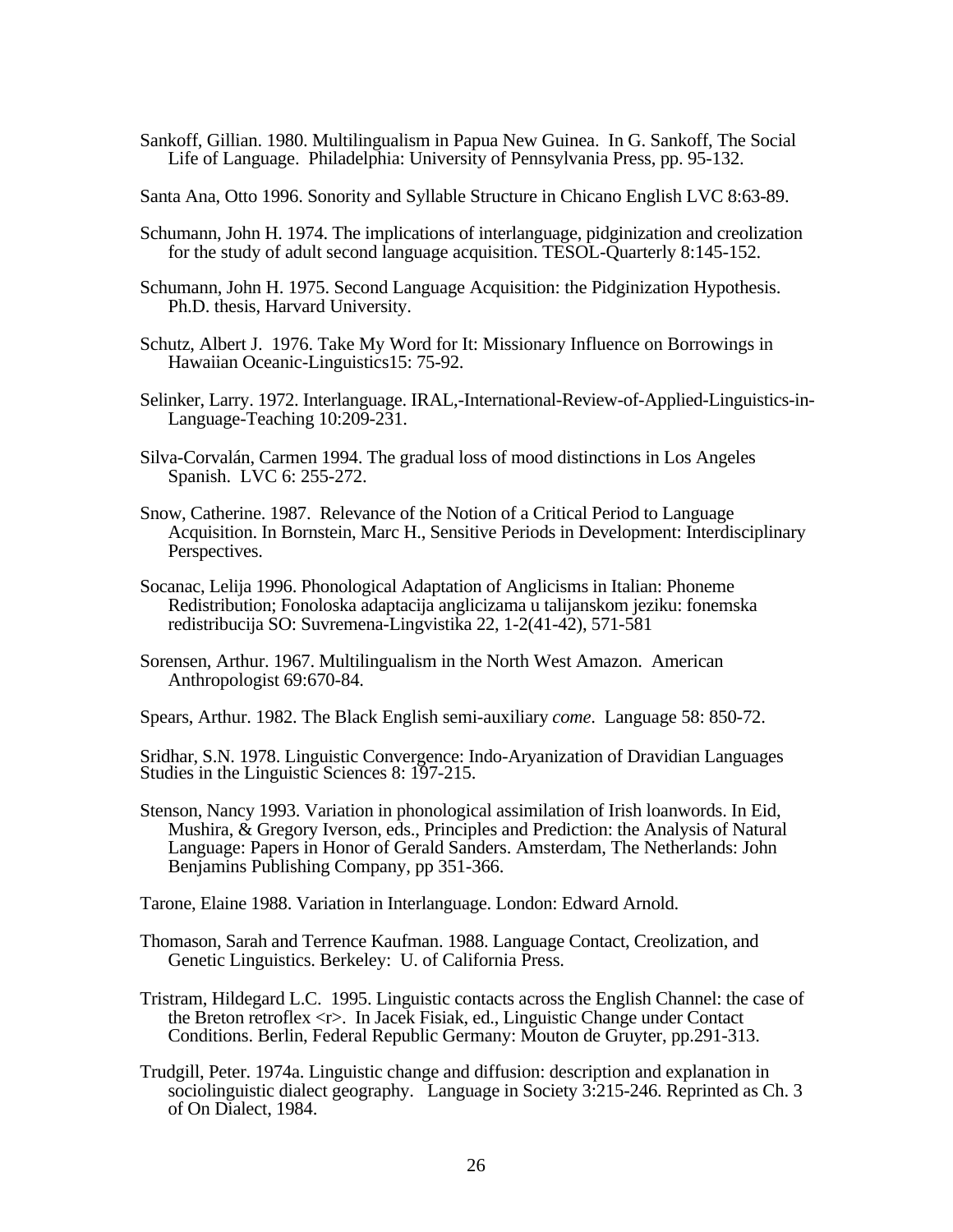Sankoff, Gillian. 1980. Multilingualism in Papua New Guinea. In G. Sankoff, The Social Life of Language. Philadelphia: University of Pennsylvania Press, pp. 95-132.

Santa Ana, Otto 1996. Sonority and Syllable Structure in Chicano English LVC 8:63-89.

Schumann, John H. 1974. The implications of interlanguage, pidginization and creolization for the study of adult second language acquisition. TESOL-Quarterly 8:145-152.

Schumann, John H. 1975. Second Language Acquisition: the Pidginization Hypothesis. Ph.D. thesis, Harvard University.

Schutz, Albert J. 1976. Take My Word for It: Missionary Influence on Borrowings in Hawaiian Oceanic-Linguistics15: 75-92.

Selinker, Larry. 1972. Interlanguage. IRAL,-International-Review-of-Applied-Linguistics-in-Language-Teaching 10:209-231.

Silva-Corvalán, Carmen 1994. The gradual loss of mood distinctions in Los Angeles Spanish. LVC 6: 255-272.

Snow, Catherine. 1987. Relevance of the Notion of a Critical Period to Language Acquisition. In Bornstein, Marc H., Sensitive Periods in Development: Interdisciplinary Perspectives.

Socanac, Lelija 1996. Phonological Adaptation of Anglicisms in Italian: Phoneme Redistribution; Fonoloska adaptacija anglicizama u talijanskom jeziku: fonemska redistribucija SO: Suvremena-Lingvistika 22, 1-2(41-42), 571-581

Sorensen, Arthur. 1967. Multilingualism in the North West Amazon. American Anthropologist 69:670-84.

Spears, Arthur. 1982. The Black English semi-auxiliary *come*. Language 58: 850-72.

Sridhar, S.N. 1978. Linguistic Convergence: Indo-Aryanization of Dravidian Languages Studies in the Linguistic Sciences 8: 197-215.

Stenson, Nancy 1993. Variation in phonological assimilation of Irish loanwords. In Eid, Mushira, & Gregory Iverson, eds., Principles and Prediction: the Analysis of Natural Language: Papers in Honor of Gerald Sanders. Amsterdam, The Netherlands: John Benjamins Publishing Company, pp 351-366.

Tarone, Elaine 1988. Variation in Interlanguage. London: Edward Arnold.

Thomason, Sarah and Terrence Kaufman. 1988. Language Contact, Creolization, and Genetic Linguistics. Berkeley: U. of California Press.

Tristram, Hildegard L.C. 1995. Linguistic contacts across the English Channel: the case of the Breton retroflex <r>. In Jacek Fisiak, ed., Linguistic Change under Contact Conditions. Berlin, Federal Republic Germany: Mouton de Gruyter, pp.291-313.

Trudgill, Peter. 1974a. Linguistic change and diffusion: description and explanation in sociolinguistic dialect geography. Language in Society 3:215-246. Reprinted as Ch. 3 of On Dialect, 1984.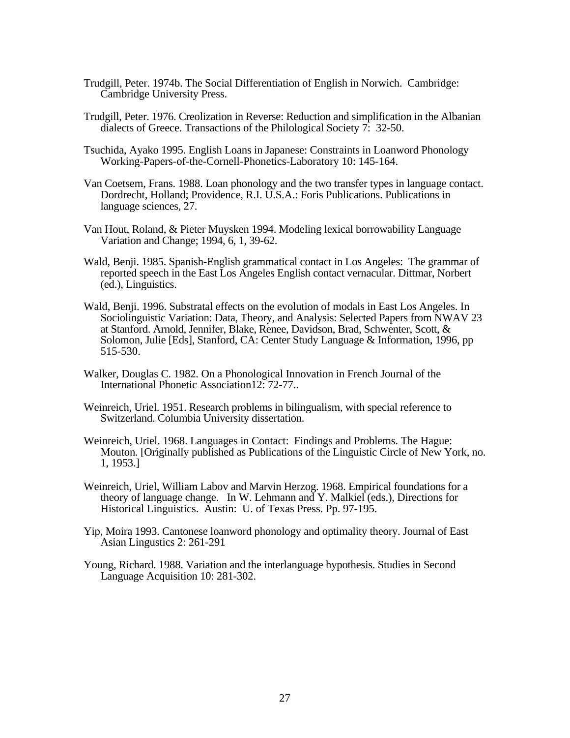Trudgill, Peter. 1974b. The Social Differentiation of English in Norwich. Cambridge: Cambridge University Press.

Trudgill, Peter. 1976. Creolization in Reverse: Reduction and simplification in the Albanian dialects of Greece. Transactions of the Philological Society 7: 32-50.

Tsuchida, Ayako 1995. English Loans in Japanese: Constraints in Loanword Phonology Working-Papers-of-the-Cornell-Phonetics-Laboratory 10: 145-164.

Van Coetsem, Frans. 1988. Loan phonology and the two transfer types in language contact. Dordrecht, Holland; Providence, R.I. U.S.A.: Foris Publications. Publications in language sciences, 27.

Van Hout, Roland, & Pieter Muysken 1994. Modeling lexical borrowability Language Variation and Change; 1994, 6, 1, 39-62.

Wald, Benji. 1985. Spanish-English grammatical contact in Los Angeles: The grammar of reported speech in the East Los Angeles English contact vernacular. Dittmar, Norbert (ed.), Linguistics.

Wald, Benji. 1996. Substratal effects on the evolution of modals in East Los Angeles. In Sociolinguistic Variation: Data, Theory, and Analysis: Selected Papers from NWAV 23 at Stanford. Arnold, Jennifer, Blake, Renee, Davidson, Brad, Schwenter, Scott, & Solomon, Julie [Eds], Stanford, CA: Center Study Language & Information, 1996, pp 515-530.

Walker, Douglas C. 1982. On a Phonological Innovation in French Journal of the International Phonetic Association12: 72-77..

Weinreich, Uriel. 1951. Research problems in bilingualism, with special reference to Switzerland. Columbia University dissertation.

Weinreich, Uriel. 1968. Languages in Contact: Findings and Problems. The Hague: Mouton. [Originally published as Publications of the Linguistic Circle of New York, no. 1, 1953.]

Weinreich, Uriel, William Labov and Marvin Herzog. 1968. Empirical foundations for a theory of language change. In W. Lehmann and Y. Malkiel (eds.), Directions for Historical Linguistics. Austin: U. of Texas Press. Pp. 97-195.

Yip, Moira 1993. Cantonese loanword phonology and optimality theory. Journal of East Asian Lingustics 2: 261-291

Young, Richard. 1988. Variation and the interlanguage hypothesis. Studies in Second Language Acquisition 10: 281-302.